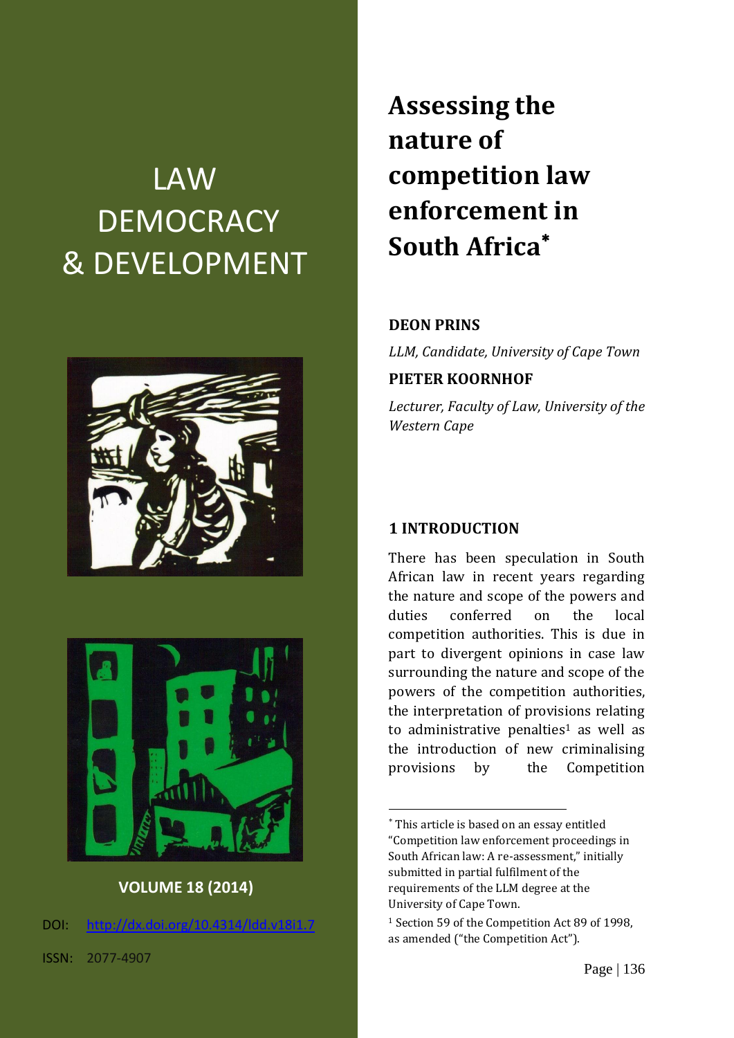LAW DEMOCRACY & DEVELOPMENT

VOLUME 18 (2014)

DOI: http://dx.doi.org/10.4314/ldd.v18i1.7

ISSN: 2077-4907

# Assessing the nature of competition law enforcement in South Africa*

**DEON PRINS**

*LLM, Candidate, University of Cape Town*

**PIETER KOORNHOF**

*Lecturer, Faculty of Law, University of the Western Cape*

## 1 INTRODUCTION

There has been speculation in South African law in recent years regarding the nature and scope of the powers and duties conferred on the local competition authorities. This is due in part to divergent opinions in case law surrounding the nature and scope of the powers of the competition authorities, the interpretation of provisions relating to administrative penalties[1] as well as the introduction of new criminalising provisions by the Competition

---

* This article is based on an essay entitled "Competition law enforcement proceedings in South African law: A re-assessment," initially submitted in partial fulfilment of the requirements of the LLM degree at the University of Cape Town.

[1] Section 59 of the Competition Act 89 of 1998, as amended ("the Competition Act").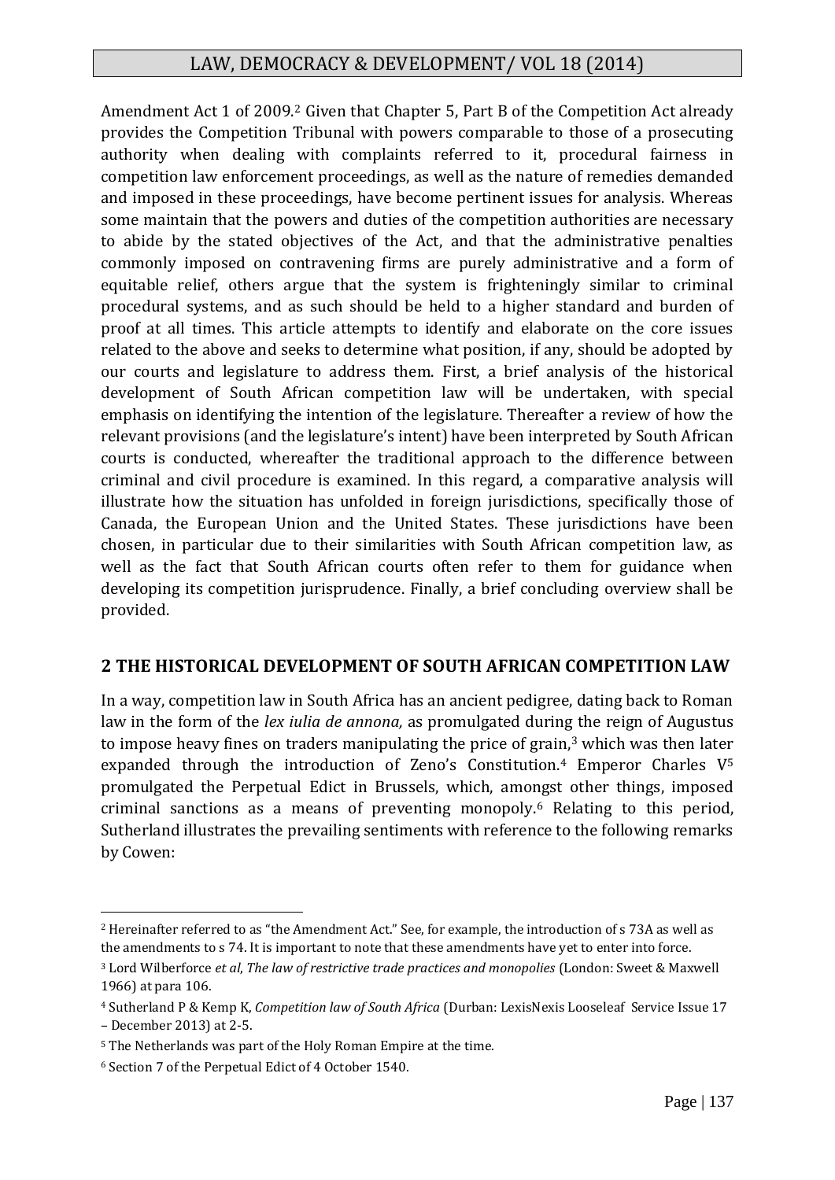Amendment Act 1 of 2009.[2] Given that Chapter 5, Part B of the Competition Act already provides the Competition Tribunal with powers comparable to those of a prosecuting authority when dealing with complaints referred to it, procedural fairness in competition law enforcement proceedings, as well as the nature of remedies demanded and imposed in these proceedings, have become pertinent issues for analysis. Whereas some maintain that the powers and duties of the competition authorities are necessary to abide by the stated objectives of the Act, and that the administrative penalties commonly imposed on contravening firms are purely administrative and a form of equitable relief, others argue that the system is frighteningly similar to criminal procedural systems, and as such should be held to a higher standard and burden of proof at all times. This article attempts to identify and elaborate on the core issues related to the above and seeks to determine what position, if any, should be adopted by our courts and legislature to address them. First, a brief analysis of the historical development of South African competition law will be undertaken, with special emphasis on identifying the intention of the legislature. Thereafter a review of how the relevant provisions (and the legislature's intent) have been interpreted by South African courts is conducted, whereafter the traditional approach to the difference between criminal and civil procedure is examined. In this regard, a comparative analysis will illustrate how the situation has unfolded in foreign jurisdictions, specifically those of Canada, the European Union and the United States. These jurisdictions have been chosen, in particular due to their similarities with South African competition law, as well as the fact that South African courts often refer to them for guidance when developing its competition jurisprudence. Finally, a brief concluding overview shall be provided.

## 2 THE HISTORICAL DEVELOPMENT OF SOUTH AFRICAN COMPETITION LAW

In a way, competition law in South Africa has an ancient pedigree, dating back to Roman law in the form of the *lex iulia de annona,* as promulgated during the reign of Augustus to impose heavy fines on traders manipulating the price of grain,[3] which was then later expanded through the introduction of Zeno's Constitution.[4] Emperor Charles V[5] promulgated the Perpetual Edict in Brussels, which, amongst other things, imposed criminal sanctions as a means of preventing monopoly.[6] Relating to this period, Sutherland illustrates the prevailing sentiments with reference to the following remarks by Cowen:

---

[2] Hereinafter referred to as "the Amendment Act." See, for example, the introduction of s 73A as well as the amendments to s 74. It is important to note that these amendments have yet to enter into force.

[3] Lord Wilberforce *et al*, *The law of restrictive trade practices and monopolies* (London: Sweet & Maxwell 1966) at para 106.

[4] Sutherland P & Kemp K, *Competition law of South Africa* (Durban: LexisNexis Looseleaf Service Issue 17 – December 2013) at 2-5.

[5] The Netherlands was part of the Holy Roman Empire at the time.

[6] Section 7 of the Perpetual Edict of 4 October 1540.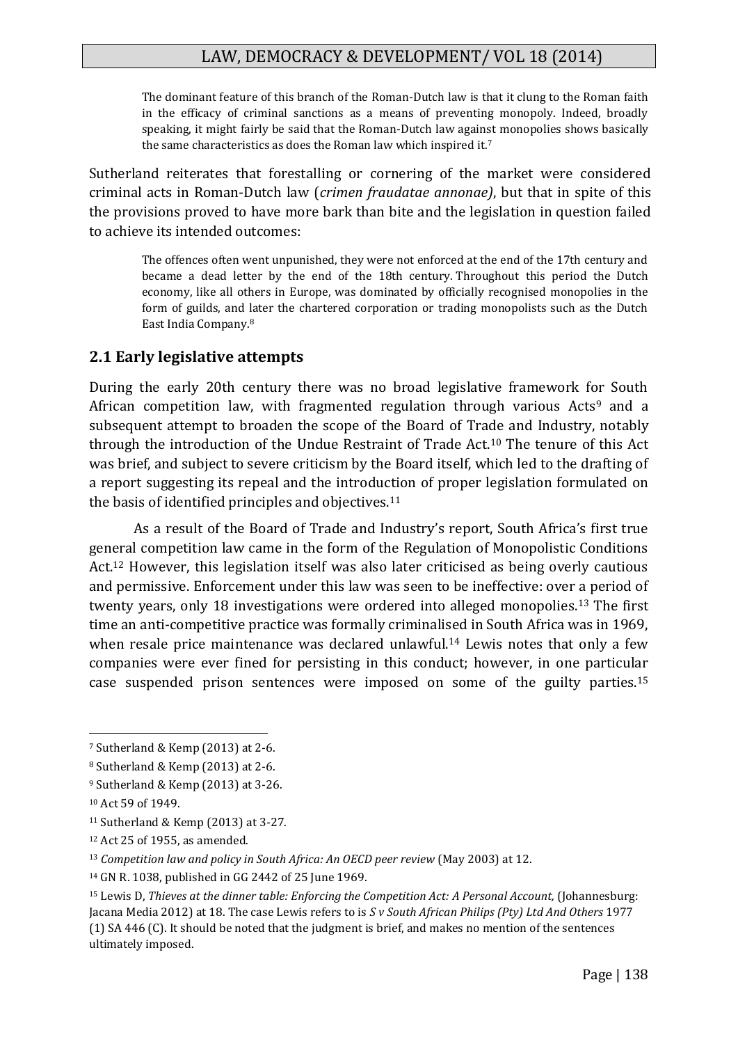> The dominant feature of this branch of the Roman-Dutch law is that it clung to the Roman faith in the efficacy of criminal sanctions as a means of preventing monopoly. Indeed, broadly speaking, it might fairly be said that the Roman-Dutch law against monopolies shows basically the same characteristics as does the Roman law which inspired it.[7]

Sutherland reiterates that forestalling or cornering of the market were considered criminal acts in Roman-Dutch law (*crimen fraudatae annonae)*, but that in spite of this the provisions proved to have more bark than bite and the legislation in question failed to achieve its intended outcomes:

> The offences often went unpunished, they were not enforced at the end of the 17th century and became a dead letter by the end of the 18th century. Throughout this period the Dutch economy, like all others in Europe, was dominated by officially recognised monopolies in the form of guilds, and later the chartered corporation or trading monopolists such as the Dutch East India Company.[8]

## 2.1 Early legislative attempts

During the early 20th century there was no broad legislative framework for South African competition law, with fragmented regulation through various Acts[9] and a subsequent attempt to broaden the scope of the Board of Trade and Industry, notably through the introduction of the Undue Restraint of Trade Act.[10] The tenure of this Act was brief, and subject to severe criticism by the Board itself, which led to the drafting of a report suggesting its repeal and the introduction of proper legislation formulated on the basis of identified principles and objectives.[11]

As a result of the Board of Trade and Industry's report, South Africa's first true general competition law came in the form of the Regulation of Monopolistic Conditions Act.[12] However, this legislation itself was also later criticised as being overly cautious and permissive. Enforcement under this law was seen to be ineffective: over a period of twenty years, only 18 investigations were ordered into alleged monopolies.[13] The first time an anti-competitive practice was formally criminalised in South Africa was in 1969, when resale price maintenance was declared unlawful.[14] Lewis notes that only a few companies were ever fined for persisting in this conduct; however, in one particular case suspended prison sentences were imposed on some of the guilty parties.[15]

---

[7] Sutherland & Kemp (2013) at 2-6.

[8] Sutherland & Kemp (2013) at 2-6.

[9] Sutherland & Kemp (2013) at 3-26.

[10] Act 59 of 1949.

[11] Sutherland & Kemp (2013) at 3-27.

[12] Act 25 of 1955, as amended.

[13] *Competition law and policy in South Africa: An OECD peer review* (May 2003) at 12.

[14] GN R. 1038, published in GG 2442 of 25 June 1969.

[15] Lewis D, *Thieves at the dinner table: Enforcing the Competition Act: A Personal Account,* (Johannesburg: Jacana Media 2012) at 18. The case Lewis refers to is *S v South African Philips (Pty) Ltd And Others* 1977 (1) SA 446 (C). It should be noted that the judgment is brief, and makes no mention of the sentences ultimately imposed.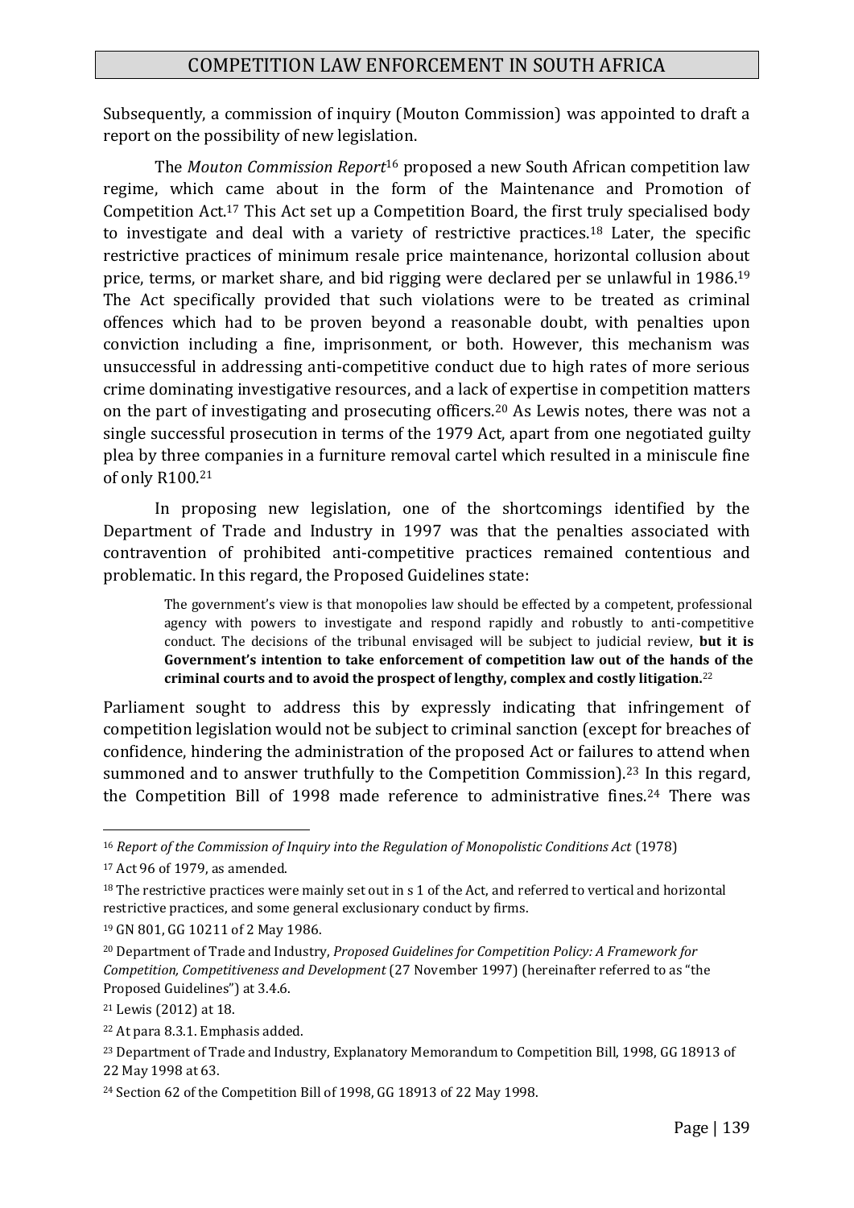Subsequently, a commission of inquiry (Mouton Commission) was appointed to draft a report on the possibility of new legislation.

The *Mouton Commission Report*[16] proposed a new South African competition law regime, which came about in the form of the Maintenance and Promotion of Competition Act.[17] This Act set up a Competition Board, the first truly specialised body to investigate and deal with a variety of restrictive practices.[18] Later, the specific restrictive practices of minimum resale price maintenance, horizontal collusion about price, terms, or market share, and bid rigging were declared per se unlawful in 1986.[19] The Act specifically provided that such violations were to be treated as criminal offences which had to be proven beyond a reasonable doubt, with penalties upon conviction including a fine, imprisonment, or both. However, this mechanism was unsuccessful in addressing anti-competitive conduct due to high rates of more serious crime dominating investigative resources, and a lack of expertise in competition matters on the part of investigating and prosecuting officers.[20] As Lewis notes, there was not a single successful prosecution in terms of the 1979 Act, apart from one negotiated guilty plea by three companies in a furniture removal cartel which resulted in a miniscule fine of only R100.[21]

In proposing new legislation, one of the shortcomings identified by the Department of Trade and Industry in 1997 was that the penalties associated with contravention of prohibited anti-competitive practices remained contentious and problematic. In this regard, the Proposed Guidelines state:

> The government's view is that monopolies law should be effected by a competent, professional agency with powers to investigate and respond rapidly and robustly to anti-competitive conduct. The decisions of the tribunal envisaged will be subject to judicial review, **but it is Government's intention to take enforcement of competition law out of the hands of the criminal courts and to avoid the prospect of lengthy, complex and costly litigation.**[22]

Parliament sought to address this by expressly indicating that infringement of competition legislation would not be subject to criminal sanction (except for breaches of confidence, hindering the administration of the proposed Act or failures to attend when summoned and to answer truthfully to the Competition Commission).[23] In this regard, the Competition Bill of 1998 made reference to administrative fines.[24] There was

---

[16] *Report of the Commission of Inquiry into the Regulation of Monopolistic Conditions Act* (1978)

[17] Act 96 of 1979, as amended.

[18] The restrictive practices were mainly set out in s 1 of the Act, and referred to vertical and horizontal restrictive practices, and some general exclusionary conduct by firms.

[19] GN 801, GG 10211 of 2 May 1986.

[20] Department of Trade and Industry, *Proposed Guidelines for Competition Policy: A Framework for Competition, Competitiveness and Development* (27 November 1997) (hereinafter referred to as "the Proposed Guidelines") at 3.4.6.

[21] Lewis (2012) at 18.

[22] At para 8.3.1. Emphasis added.

[23] Department of Trade and Industry, Explanatory Memorandum to Competition Bill, 1998, GG 18913 of 22 May 1998 at 63.

[24] Section 62 of the Competition Bill of 1998, GG 18913 of 22 May 1998.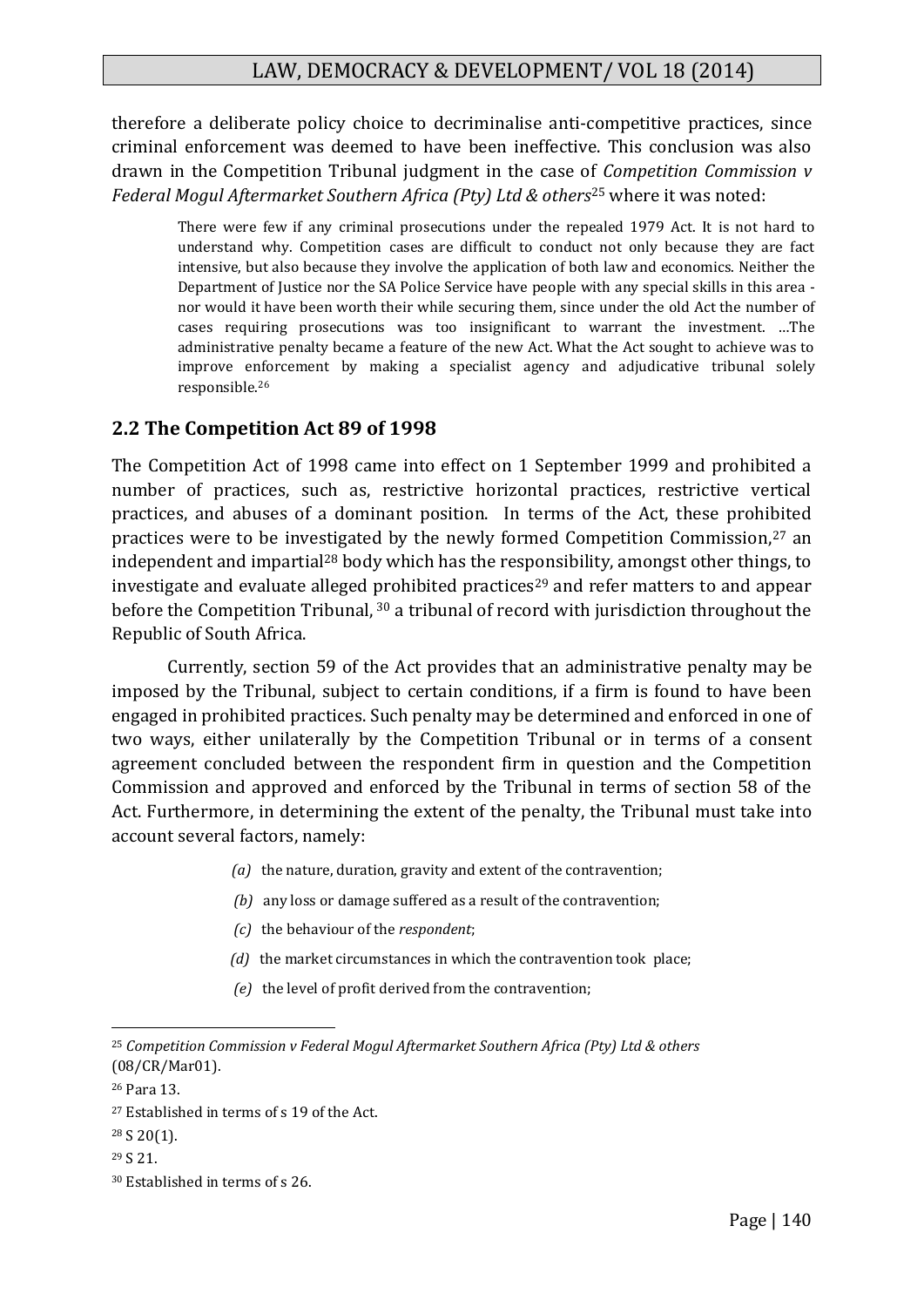therefore a deliberate policy choice to decriminalise anti-competitive practices, since criminal enforcement was deemed to have been ineffective. This conclusion was also drawn in the Competition Tribunal judgment in the case of *Competition Commission v Federal Mogul Aftermarket Southern Africa (Pty) Ltd & others*[25] where it was noted:

> There were few if any criminal prosecutions under the repealed 1979 Act. It is not hard to understand why. Competition cases are difficult to conduct not only because they are fact intensive, but also because they involve the application of both law and economics. Neither the Department of Justice nor the SA Police Service have people with any special skills in this area - nor would it have been worth their while securing them, since under the old Act the number of cases requiring prosecutions was too insignificant to warrant the investment. …The administrative penalty became a feature of the new Act. What the Act sought to achieve was to improve enforcement by making a specialist agency and adjudicative tribunal solely responsible.[26]

## 2.2 The Competition Act 89 of 1998

The Competition Act of 1998 came into effect on 1 September 1999 and prohibited a number of practices, such as, restrictive horizontal practices, restrictive vertical practices, and abuses of a dominant position. In terms of the Act, these prohibited practices were to be investigated by the newly formed Competition Commission,[27] an independent and impartial[28] body which has the responsibility, amongst other things, to investigate and evaluate alleged prohibited practices[29] and refer matters to and appear before the Competition Tribunal, [30] a tribunal of record with jurisdiction throughout the Republic of South Africa.

Currently, section 59 of the Act provides that an administrative penalty may be imposed by the Tribunal, subject to certain conditions, if a firm is found to have been engaged in prohibited practices. Such penalty may be determined and enforced in one of two ways, either unilaterally by the Competition Tribunal or in terms of a consent agreement concluded between the respondent firm in question and the Competition Commission and approved and enforced by the Tribunal in terms of section 58 of the Act. Furthermore, in determining the extent of the penalty, the Tribunal must take into account several factors, namely:

> *(a)* the nature, duration, gravity and extent of the contravention;
>
> *(b)* any loss or damage suffered as a result of the contravention;
>
> *(c)* the behaviour of the *respondent*;
>
> *(d)* the market circumstances in which the contravention took place;
>
> *(e)* the level of profit derived from the contravention;

---

[25] *Competition Commission v Federal Mogul Aftermarket Southern Africa (Pty) Ltd & others* (08/CR/Mar01).

[26] Para 13.

[27] Established in terms of s 19 of the Act.

[28] S 20(1).

[29] S 21.

[30] Established in terms of s 26.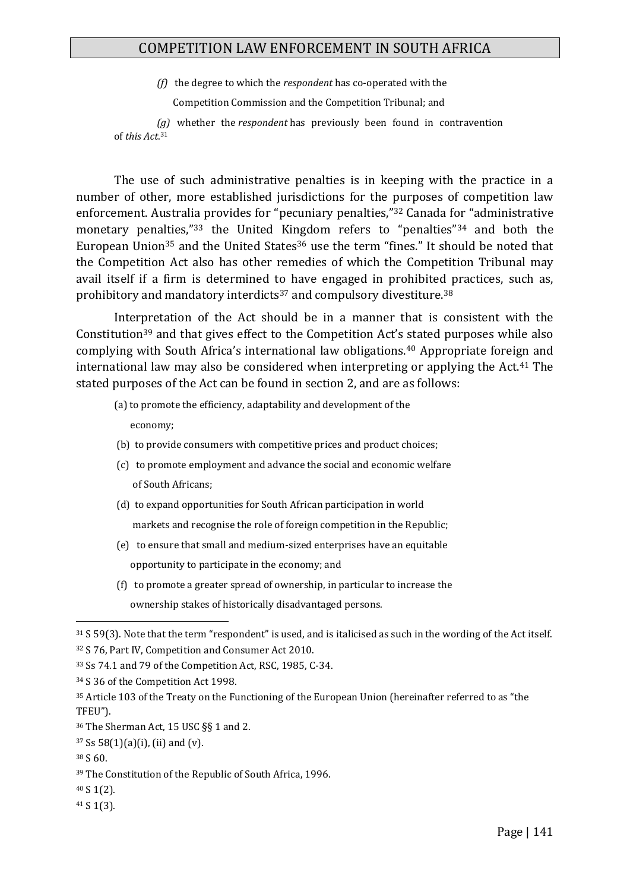> *(f)* the degree to which the *respondent* has co-operated with the Competition Commission and the Competition Tribunal; and
>
> *(g)* whether the *respondent* has previously been found in contravention of *this Act*.[31]

The use of such administrative penalties is in keeping with the practice in a number of other, more established jurisdictions for the purposes of competition law enforcement. Australia provides for "pecuniary penalties,"[32] Canada for "administrative monetary penalties,"[33] the United Kingdom refers to "penalties"[34] and both the European Union[35] and the United States[36] use the term "fines." It should be noted that the Competition Act also has other remedies of which the Competition Tribunal may avail itself if a firm is determined to have engaged in prohibited practices, such as, prohibitory and mandatory interdicts[37] and compulsory divestiture.[38]

Interpretation of the Act should be in a manner that is consistent with the Constitution[39] and that gives effect to the Competition Act's stated purposes while also complying with South Africa's international law obligations.[40] Appropriate foreign and international law may also be considered when interpreting or applying the Act.[41] The stated purposes of the Act can be found in section 2, and are as follows:

> (a) to promote the efficiency, adaptability and development of the economy;
>
> (b) to provide consumers with competitive prices and product choices;
>
> (c) to promote employment and advance the social and economic welfare of South Africans;
>
> (d) to expand opportunities for South African participation in world markets and recognise the role of foreign competition in the Republic;
>
> (e) to ensure that small and medium-sized enterprises have an equitable opportunity to participate in the economy; and
>
> (f) to promote a greater spread of ownership, in particular to increase the ownership stakes of historically disadvantaged persons.

---

[31] S 59(3). Note that the term "respondent" is used, and is italicised as such in the wording of the Act itself.

[32] S 76, Part IV, Competition and Consumer Act 2010.

[33] Ss 74.1 and 79 of the Competition Act, RSC, 1985, C-34.

[34] S 36 of the Competition Act 1998.

[35] Article 103 of the Treaty on the Functioning of the European Union (hereinafter referred to as "the TFEU").

[36] The Sherman Act, 15 USC §§ 1 and 2.

[37] Ss 58(1)(a)(i), (ii) and (v).

[38] S 60.

[39] The Constitution of the Republic of South Africa, 1996.

[40] S 1(2).

[41] S 1(3).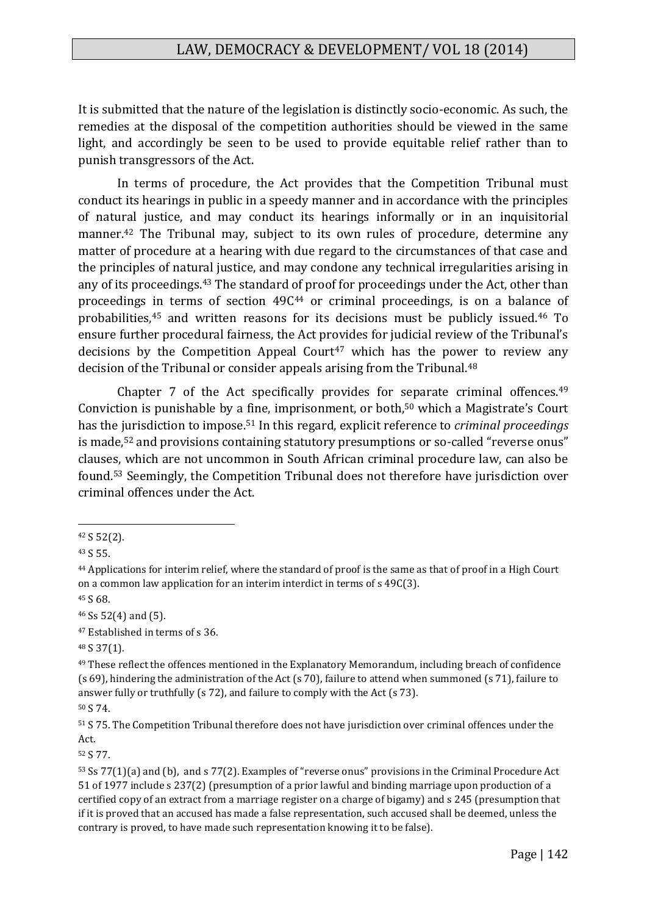It is submitted that the nature of the legislation is distinctly socio-economic. As such, the remedies at the disposal of the competition authorities should be viewed in the same light, and accordingly be seen to be used to provide equitable relief rather than to punish transgressors of the Act.

In terms of procedure, the Act provides that the Competition Tribunal must conduct its hearings in public in a speedy manner and in accordance with the principles of natural justice, and may conduct its hearings informally or in an inquisitorial manner.[42] The Tribunal may, subject to its own rules of procedure, determine any matter of procedure at a hearing with due regard to the circumstances of that case and the principles of natural justice, and may condone any technical irregularities arising in any of its proceedings.[43] The standard of proof for proceedings under the Act, other than proceedings in terms of section 49C[44] or criminal proceedings, is on a balance of probabilities,[45] and written reasons for its decisions must be publicly issued.[46] To ensure further procedural fairness, the Act provides for judicial review of the Tribunal's decisions by the Competition Appeal Court[47] which has the power to review any decision of the Tribunal or consider appeals arising from the Tribunal.[48]

Chapter 7 of the Act specifically provides for separate criminal offences.[49] Conviction is punishable by a fine, imprisonment, or both,[50] which a Magistrate's Court has the jurisdiction to impose.[51] In this regard, explicit reference to *criminal proceedings* is made,[52] and provisions containing statutory presumptions or so-called "reverse onus" clauses, which are not uncommon in South African criminal procedure law, can also be found.[53] Seemingly, the Competition Tribunal does not therefore have jurisdiction over criminal offences under the Act.

---

[42] S 52(2).

[43] S 55.

[44] Applications for interim relief, where the standard of proof is the same as that of proof in a High Court on a common law application for an interim interdict in terms of s 49C(3).

[45] S 68.

[46] Ss 52(4) and (5).

[47] Established in terms of s 36.

[48] S 37(1).

[49] These reflect the offences mentioned in the Explanatory Memorandum, including breach of confidence (s 69), hindering the administration of the Act (s 70), failure to attend when summoned (s 71), failure to answer fully or truthfully (s 72), and failure to comply with the Act (s 73).

[50] S 74.

[51] S 75. The Competition Tribunal therefore does not have jurisdiction over criminal offences under the Act.

[52] S 77.

[53] Ss 77(1)(a) and (b), and s 77(2). Examples of "reverse onus" provisions in the Criminal Procedure Act 51 of 1977 include s 237(2) (presumption of a prior lawful and binding marriage upon production of a certified copy of an extract from a marriage register on a charge of bigamy) and s 245 (presumption that if it is proved that an accused has made a false representation, such accused shall be deemed, unless the contrary is proved, to have made such representation knowing it to be false).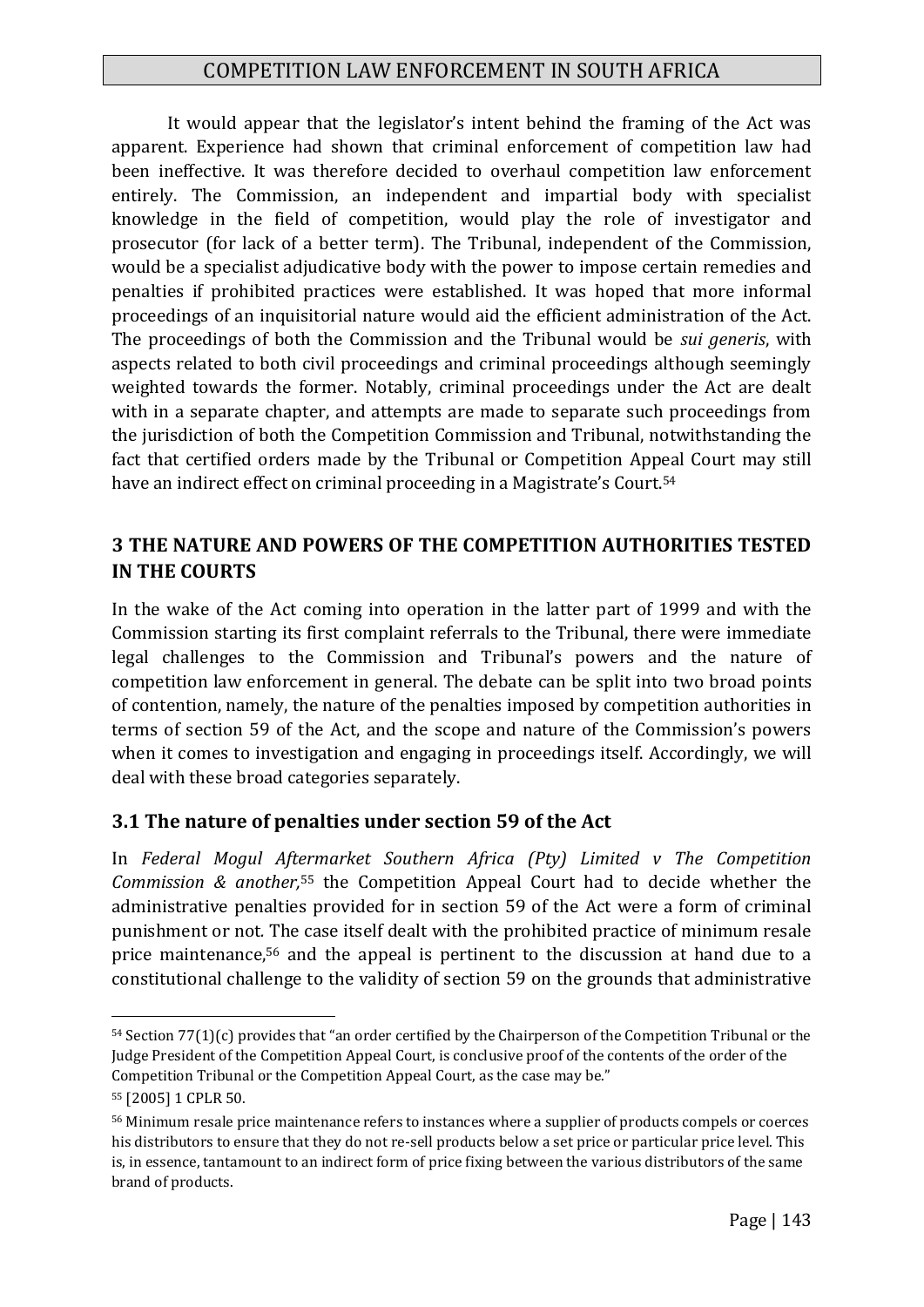It would appear that the legislator's intent behind the framing of the Act was apparent. Experience had shown that criminal enforcement of competition law had been ineffective. It was therefore decided to overhaul competition law enforcement entirely. The Commission, an independent and impartial body with specialist knowledge in the field of competition, would play the role of investigator and prosecutor (for lack of a better term). The Tribunal, independent of the Commission, would be a specialist adjudicative body with the power to impose certain remedies and penalties if prohibited practices were established. It was hoped that more informal proceedings of an inquisitorial nature would aid the efficient administration of the Act. The proceedings of both the Commission and the Tribunal would be *sui generis*, with aspects related to both civil proceedings and criminal proceedings although seemingly weighted towards the former. Notably, criminal proceedings under the Act are dealt with in a separate chapter, and attempts are made to separate such proceedings from the jurisdiction of both the Competition Commission and Tribunal, notwithstanding the fact that certified orders made by the Tribunal or Competition Appeal Court may still have an indirect effect on criminal proceeding in a Magistrate's Court.[54]

## 3 THE NATURE AND POWERS OF THE COMPETITION AUTHORITIES TESTED IN THE COURTS

In the wake of the Act coming into operation in the latter part of 1999 and with the Commission starting its first complaint referrals to the Tribunal, there were immediate legal challenges to the Commission and Tribunal's powers and the nature of competition law enforcement in general. The debate can be split into two broad points of contention, namely, the nature of the penalties imposed by competition authorities in terms of section 59 of the Act, and the scope and nature of the Commission's powers when it comes to investigation and engaging in proceedings itself. Accordingly, we will deal with these broad categories separately.

### 3.1 The nature of penalties under section 59 of the Act

In *Federal Mogul Aftermarket Southern Africa (Pty) Limited v The Competition Commission & another,*[55] the Competition Appeal Court had to decide whether the administrative penalties provided for in section 59 of the Act were a form of criminal punishment or not. The case itself dealt with the prohibited practice of minimum resale price maintenance,[56] and the appeal is pertinent to the discussion at hand due to a constitutional challenge to the validity of section 59 on the grounds that administrative

---

[54] Section 77(1)(c) provides that "an order certified by the Chairperson of the Competition Tribunal or the Judge President of the Competition Appeal Court, is conclusive proof of the contents of the order of the Competition Tribunal or the Competition Appeal Court, as the case may be."

[55] [2005] 1 CPLR 50.

[56] Minimum resale price maintenance refers to instances where a supplier of products compels or coerces his distributors to ensure that they do not re-sell products below a set price or particular price level. This is, in essence, tantamount to an indirect form of price fixing between the various distributors of the same brand of products.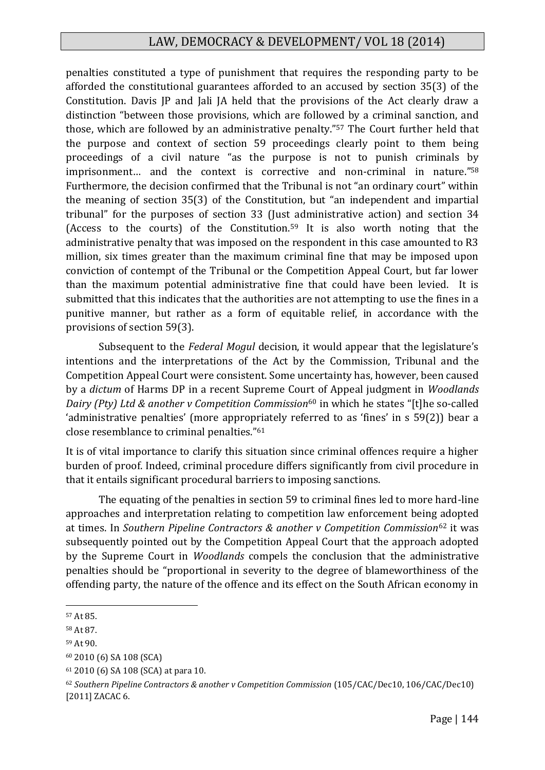penalties constituted a type of punishment that requires the responding party to be afforded the constitutional guarantees afforded to an accused by section 35(3) of the Constitution. Davis JP and Jali JA held that the provisions of the Act clearly draw a distinction "between those provisions, which are followed by a criminal sanction, and those, which are followed by an administrative penalty."[57] The Court further held that the purpose and context of section 59 proceedings clearly point to them being proceedings of a civil nature "as the purpose is not to punish criminals by imprisonment… and the context is corrective and non-criminal in nature."[58] Furthermore, the decision confirmed that the Tribunal is not "an ordinary court" within the meaning of section 35(3) of the Constitution, but "an independent and impartial tribunal" for the purposes of section 33 (Just administrative action) and section 34 (Access to the courts) of the Constitution.[59] It is also worth noting that the administrative penalty that was imposed on the respondent in this case amounted to R3 million, six times greater than the maximum criminal fine that may be imposed upon conviction of contempt of the Tribunal or the Competition Appeal Court, but far lower than the maximum potential administrative fine that could have been levied. It is submitted that this indicates that the authorities are not attempting to use the fines in a punitive manner, but rather as a form of equitable relief, in accordance with the provisions of section 59(3).

Subsequent to the *Federal Mogul* decision, it would appear that the legislature's intentions and the interpretations of the Act by the Commission, Tribunal and the Competition Appeal Court were consistent. Some uncertainty has, however, been caused by a *dictum* of Harms DP in a recent Supreme Court of Appeal judgment in *Woodlands Dairy (Pty) Ltd & another v Competition Commission*[60] in which he states "[t]he so-called 'administrative penalties' (more appropriately referred to as 'fines' in s 59(2)) bear a close resemblance to criminal penalties."[61]

It is of vital importance to clarify this situation since criminal offences require a higher burden of proof. Indeed, criminal procedure differs significantly from civil procedure in that it entails significant procedural barriers to imposing sanctions.

The equating of the penalties in section 59 to criminal fines led to more hard-line approaches and interpretation relating to competition law enforcement being adopted at times. In *Southern Pipeline Contractors & another v Competition Commission*[62] it was subsequently pointed out by the Competition Appeal Court that the approach adopted by the Supreme Court in *Woodlands* compels the conclusion that the administrative penalties should be "proportional in severity to the degree of blameworthiness of the offending party, the nature of the offence and its effect on the South African economy in

---

[57] At 85.

[58] At 87.

[59] At 90.

[60] 2010 (6) SA 108 (SCA)

[61] 2010 (6) SA 108 (SCA) at para 10.

[62] *Southern Pipeline Contractors & another v Competition Commission* (105/CAC/Dec10, 106/CAC/Dec10) [2011] ZACAC 6.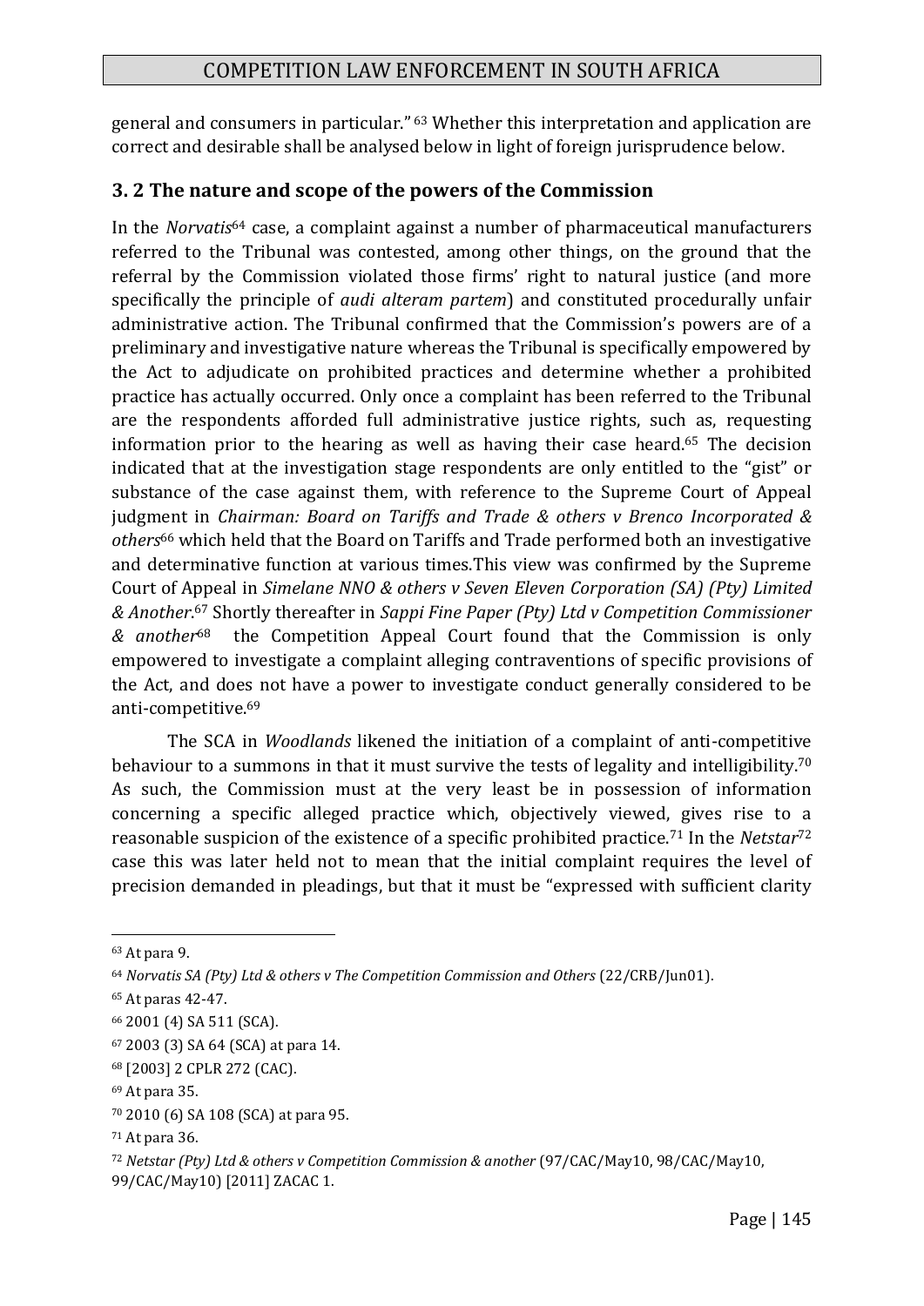general and consumers in particular." [63] Whether this interpretation and application are correct and desirable shall be analysed below in light of foreign jurisprudence below.

## 3. 2 The nature and scope of the powers of the Commission

In the *Norvatis*[64] case, a complaint against a number of pharmaceutical manufacturers referred to the Tribunal was contested, among other things, on the ground that the referral by the Commission violated those firms' right to natural justice (and more specifically the principle of *audi alteram partem*) and constituted procedurally unfair administrative action. The Tribunal confirmed that the Commission's powers are of a preliminary and investigative nature whereas the Tribunal is specifically empowered by the Act to adjudicate on prohibited practices and determine whether a prohibited practice has actually occurred. Only once a complaint has been referred to the Tribunal are the respondents afforded full administrative justice rights, such as, requesting information prior to the hearing as well as having their case heard.[65] The decision indicated that at the investigation stage respondents are only entitled to the "gist" or substance of the case against them, with reference to the Supreme Court of Appeal judgment in *Chairman: Board on Tariffs and Trade & others v Brenco Incorporated & others*[66] which held that the Board on Tariffs and Trade performed both an investigative and determinative function at various times.This view was confirmed by the Supreme Court of Appeal in *Simelane NNO & others v Seven Eleven Corporation (SA) (Pty) Limited & Another*.[67] Shortly thereafter in *Sappi Fine Paper (Pty) Ltd v Competition Commissioner & another*[68] the Competition Appeal Court found that the Commission is only empowered to investigate a complaint alleging contraventions of specific provisions of the Act, and does not have a power to investigate conduct generally considered to be anti-competitive.[69]

The SCA in *Woodlands* likened the initiation of a complaint of anti-competitive behaviour to a summons in that it must survive the tests of legality and intelligibility.[70] As such, the Commission must at the very least be in possession of information concerning a specific alleged practice which, objectively viewed, gives rise to a reasonable suspicion of the existence of a specific prohibited practice.[71] In the *Netstar*[72] case this was later held not to mean that the initial complaint requires the level of precision demanded in pleadings, but that it must be "expressed with sufficient clarity

---

[63] At para 9.

[64] *Norvatis SA (Pty) Ltd & others v The Competition Commission and Others* (22/CRB/Jun01).

[65] At paras 42-47.

[66] 2001 (4) SA 511 (SCA).

[67] 2003 (3) SA 64 (SCA) at para 14.

[68] [2003] 2 CPLR 272 (CAC).

[69] At para 35.

[70] 2010 (6) SA 108 (SCA) at para 95.

[71] At para 36.

[72] *Netstar (Pty) Ltd & others v Competition Commission & another* (97/CAC/May10, 98/CAC/May10, 99/CAC/May10) [2011] ZACAC 1.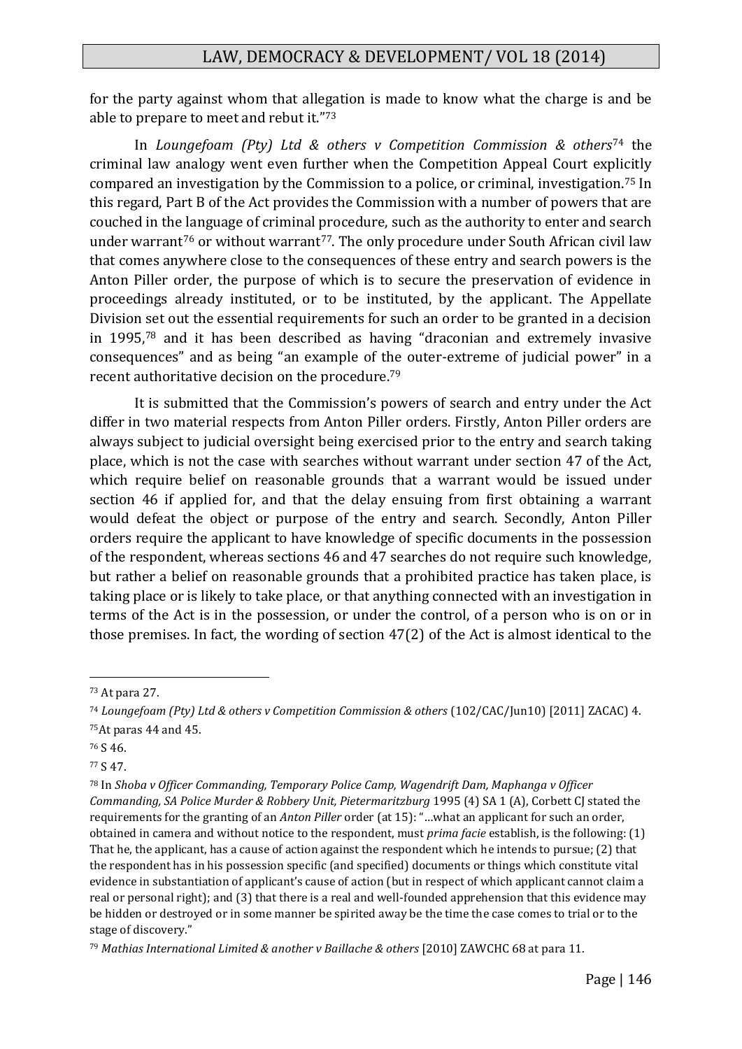for the party against whom that allegation is made to know what the charge is and be able to prepare to meet and rebut it."[73]

In *Loungefoam (Pty) Ltd & others v Competition Commission & others*[74] the criminal law analogy went even further when the Competition Appeal Court explicitly compared an investigation by the Commission to a police, or criminal, investigation.[75] In this regard, Part B of the Act provides the Commission with a number of powers that are couched in the language of criminal procedure, such as the authority to enter and search under warrant[76] or without warrant[77]. The only procedure under South African civil law that comes anywhere close to the consequences of these entry and search powers is the Anton Piller order, the purpose of which is to secure the preservation of evidence in proceedings already instituted, or to be instituted, by the applicant. The Appellate Division set out the essential requirements for such an order to be granted in a decision in 1995,[78] and it has been described as having "draconian and extremely invasive consequences" and as being "an example of the outer-extreme of judicial power" in a recent authoritative decision on the procedure.[79]

It is submitted that the Commission's powers of search and entry under the Act differ in two material respects from Anton Piller orders. Firstly, Anton Piller orders are always subject to judicial oversight being exercised prior to the entry and search taking place, which is not the case with searches without warrant under section 47 of the Act, which require belief on reasonable grounds that a warrant would be issued under section 46 if applied for, and that the delay ensuing from first obtaining a warrant would defeat the object or purpose of the entry and search. Secondly, Anton Piller orders require the applicant to have knowledge of specific documents in the possession of the respondent, whereas sections 46 and 47 searches do not require such knowledge, but rather a belief on reasonable grounds that a prohibited practice has taken place, is taking place or is likely to take place, or that anything connected with an investigation in terms of the Act is in the possession, or under the control, of a person who is on or in those premises. In fact, the wording of section 47(2) of the Act is almost identical to the

---

[73] At para 27.

[74] *Loungefoam (Pty) Ltd & others v Competition Commission & others* (102/CAC/Jun10) [2011] ZACAC) 4.

[75] At paras 44 and 45.

[76] S 46.

[77] S 47.

[78] In *Shoba v Officer Commanding, Temporary Police Camp, Wagendrift Dam, Maphanga v Officer Commanding, SA Police Murder & Robbery Unit, Pietermaritzburg* 1995 (4) SA 1 (A), Corbett CJ stated the requirements for the granting of an *Anton Piller* order (at 15): "…what an applicant for such an order, obtained in camera and without notice to the respondent, must *prima facie* establish, is the following: (1) That he, the applicant, has a cause of action against the respondent which he intends to pursue; (2) that the respondent has in his possession specific (and specified) documents or things which constitute vital evidence in substantiation of applicant's cause of action (but in respect of which applicant cannot claim a real or personal right); and (3) that there is a real and well-founded apprehension that this evidence may be hidden or destroyed or in some manner be spirited away be the time the case comes to trial or to the stage of discovery."

[79] *Mathias International Limited & another v Baillache & others* [2010] ZAWCHC 68 at para 11.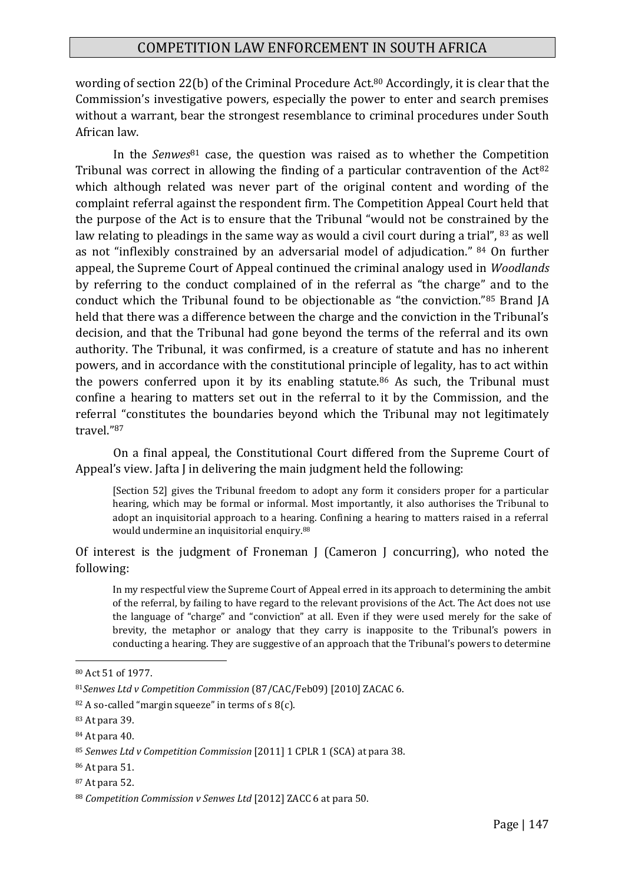wording of section 22(b) of the Criminal Procedure Act.[80] Accordingly, it is clear that the Commission's investigative powers, especially the power to enter and search premises without a warrant, bear the strongest resemblance to criminal procedures under South African law.

In the *Senwes*[81] case, the question was raised as to whether the Competition Tribunal was correct in allowing the finding of a particular contravention of the Act[82] which although related was never part of the original content and wording of the complaint referral against the respondent firm. The Competition Appeal Court held that the purpose of the Act is to ensure that the Tribunal "would not be constrained by the law relating to pleadings in the same way as would a civil court during a trial", [83] as well as not "inflexibly constrained by an adversarial model of adjudication." [84] On further appeal, the Supreme Court of Appeal continued the criminal analogy used in *Woodlands* by referring to the conduct complained of in the referral as "the charge" and to the conduct which the Tribunal found to be objectionable as "the conviction."[85] Brand JA held that there was a difference between the charge and the conviction in the Tribunal's decision, and that the Tribunal had gone beyond the terms of the referral and its own authority. The Tribunal, it was confirmed, is a creature of statute and has no inherent powers, and in accordance with the constitutional principle of legality, has to act within the powers conferred upon it by its enabling statute.[86] As such, the Tribunal must confine a hearing to matters set out in the referral to it by the Commission, and the referral "constitutes the boundaries beyond which the Tribunal may not legitimately travel."[87]

On a final appeal, the Constitutional Court differed from the Supreme Court of Appeal's view. Jafta J in delivering the main judgment held the following:

> [Section 52] gives the Tribunal freedom to adopt any form it considers proper for a particular hearing, which may be formal or informal. Most importantly, it also authorises the Tribunal to adopt an inquisitorial approach to a hearing. Confining a hearing to matters raised in a referral would undermine an inquisitorial enquiry.[88]

Of interest is the judgment of Froneman J (Cameron J concurring), who noted the following:

> In my respectful view the Supreme Court of Appeal erred in its approach to determining the ambit of the referral, by failing to have regard to the relevant provisions of the Act. The Act does not use the language of "charge" and "conviction" at all. Even if they were used merely for the sake of brevity, the metaphor or analogy that they carry is inapposite to the Tribunal's powers in conducting a hearing. They are suggestive of an approach that the Tribunal's powers to determine

---

[80] Act 51 of 1977.

[81] *Senwes Ltd v Competition Commission* (87/CAC/Feb09) [2010] ZACAC 6.

[82] A so-called "margin squeeze" in terms of s 8(c).

[83] At para 39.

[84] At para 40.

[85] *Senwes Ltd v Competition Commission* [2011] 1 CPLR 1 (SCA) at para 38.

[86] At para 51.

[87] At para 52.

[88] *Competition Commission v Senwes Ltd* [2012] ZACC 6 at para 50.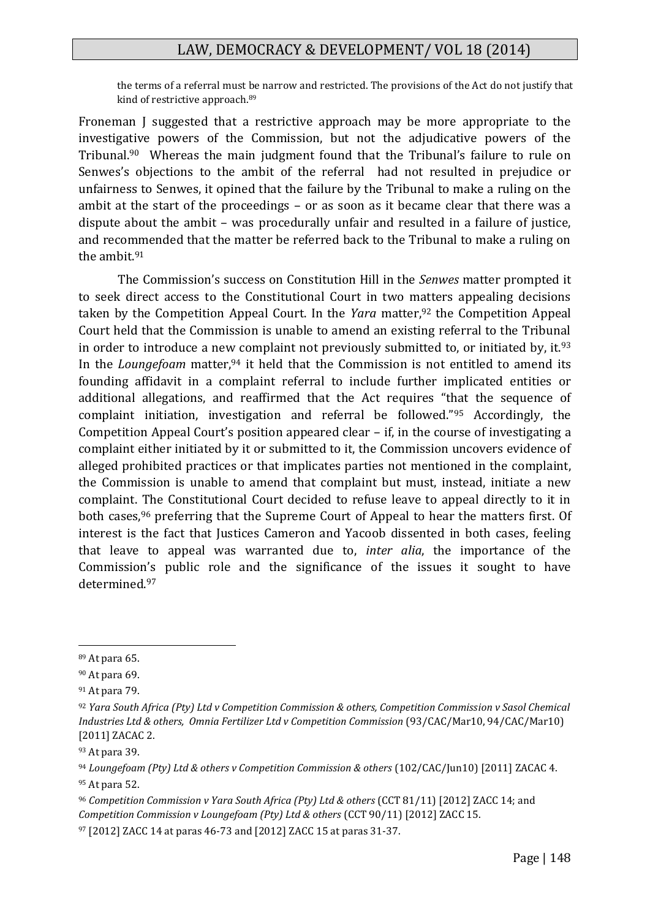> the terms of a referral must be narrow and restricted. The provisions of the Act do not justify that kind of restrictive approach.[89]

Froneman J suggested that a restrictive approach may be more appropriate to the investigative powers of the Commission, but not the adjudicative powers of the Tribunal.[90] Whereas the main judgment found that the Tribunal's failure to rule on Senwes's objections to the ambit of the referral had not resulted in prejudice or unfairness to Senwes, it opined that the failure by the Tribunal to make a ruling on the ambit at the start of the proceedings – or as soon as it became clear that there was a dispute about the ambit – was procedurally unfair and resulted in a failure of justice, and recommended that the matter be referred back to the Tribunal to make a ruling on the ambit.[91]

The Commission's success on Constitution Hill in the *Senwes* matter prompted it to seek direct access to the Constitutional Court in two matters appealing decisions taken by the Competition Appeal Court. In the *Yara* matter,[92] the Competition Appeal Court held that the Commission is unable to amend an existing referral to the Tribunal in order to introduce a new complaint not previously submitted to, or initiated by, it.[93] In the *Loungefoam* matter,[94] it held that the Commission is not entitled to amend its founding affidavit in a complaint referral to include further implicated entities or additional allegations, and reaffirmed that the Act requires "that the sequence of complaint initiation, investigation and referral be followed."[95] Accordingly, the Competition Appeal Court's position appeared clear – if, in the course of investigating a complaint either initiated by it or submitted to it, the Commission uncovers evidence of alleged prohibited practices or that implicates parties not mentioned in the complaint, the Commission is unable to amend that complaint but must, instead, initiate a new complaint. The Constitutional Court decided to refuse leave to appeal directly to it in both cases,[96] preferring that the Supreme Court of Appeal to hear the matters first. Of interest is the fact that Justices Cameron and Yacoob dissented in both cases, feeling that leave to appeal was warranted due to, *inter alia*, the importance of the Commission's public role and the significance of the issues it sought to have determined.[97]

---

[89] At para 65.

[90] At para 69.

[91] At para 79.

[92] *Yara South Africa (Pty) Ltd v Competition Commission & others, Competition Commission v Sasol Chemical Industries Ltd & others, Omnia Fertilizer Ltd v Competition Commission* (93/CAC/Mar10, 94/CAC/Mar10) [2011] ZACAC 2.

[93] At para 39.

[94] *Loungefoam (Pty) Ltd & others v Competition Commission & others* (102/CAC/Jun10) [2011] ZACAC 4.

[95] At para 52.

[96] *Competition Commission v Yara South Africa (Pty) Ltd & others* (CCT 81/11) [2012] ZACC 14; and *Competition Commission v Loungefoam (Pty) Ltd & others* (CCT 90/11) [2012] ZACC 15.

[97] [2012] ZACC 14 at paras 46-73 and [2012] ZACC 15 at paras 31-37.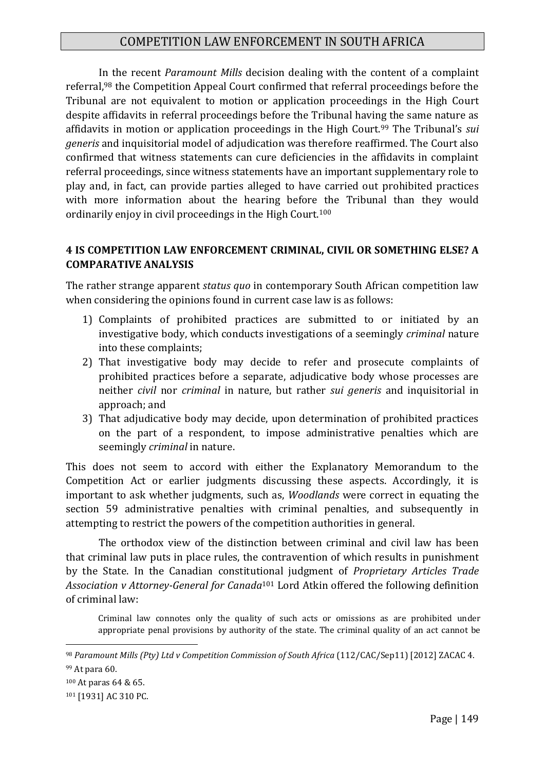In the recent *Paramount Mills* decision dealing with the content of a complaint referral,[98] the Competition Appeal Court confirmed that referral proceedings before the Tribunal are not equivalent to motion or application proceedings in the High Court despite affidavits in referral proceedings before the Tribunal having the same nature as affidavits in motion or application proceedings in the High Court.[99] The Tribunal's *sui generis* and inquisitorial model of adjudication was therefore reaffirmed. The Court also confirmed that witness statements can cure deficiencies in the affidavits in complaint referral proceedings, since witness statements have an important supplementary role to play and, in fact, can provide parties alleged to have carried out prohibited practices with more information about the hearing before the Tribunal than they would ordinarily enjoy in civil proceedings in the High Court.[100]

## 4 IS COMPETITION LAW ENFORCEMENT CRIMINAL, CIVIL OR SOMETHING ELSE? A COMPARATIVE ANALYSIS

The rather strange apparent *status quo* in contemporary South African competition law when considering the opinions found in current case law is as follows:

1) Complaints of prohibited practices are submitted to or initiated by an investigative body, which conducts investigations of a seemingly *criminal* nature into these complaints;
2) That investigative body may decide to refer and prosecute complaints of prohibited practices before a separate, adjudicative body whose processes are neither *civil* nor *criminal* in nature, but rather *sui generis* and inquisitorial in approach; and
3) That adjudicative body may decide, upon determination of prohibited practices on the part of a respondent, to impose administrative penalties which are seemingly *criminal* in nature.

This does not seem to accord with either the Explanatory Memorandum to the Competition Act or earlier judgments discussing these aspects. Accordingly, it is important to ask whether judgments, such as, *Woodlands* were correct in equating the section 59 administrative penalties with criminal penalties, and subsequently in attempting to restrict the powers of the competition authorities in general.

The orthodox view of the distinction between criminal and civil law has been that criminal law puts in place rules, the contravention of which results in punishment by the State. In the Canadian constitutional judgment of *Proprietary Articles Trade Association v Attorney-General for Canada*[101] Lord Atkin offered the following definition of criminal law:

> Criminal law connotes only the quality of such acts or omissions as are prohibited under appropriate penal provisions by authority of the state. The criminal quality of an act cannot be

---

[98] *Paramount Mills (Pty) Ltd v Competition Commission of South Africa* (112/CAC/Sep11) [2012] ZACAC 4.

[99] At para 60.

[100] At paras 64 & 65.

[101] [1931] AC 310 PC.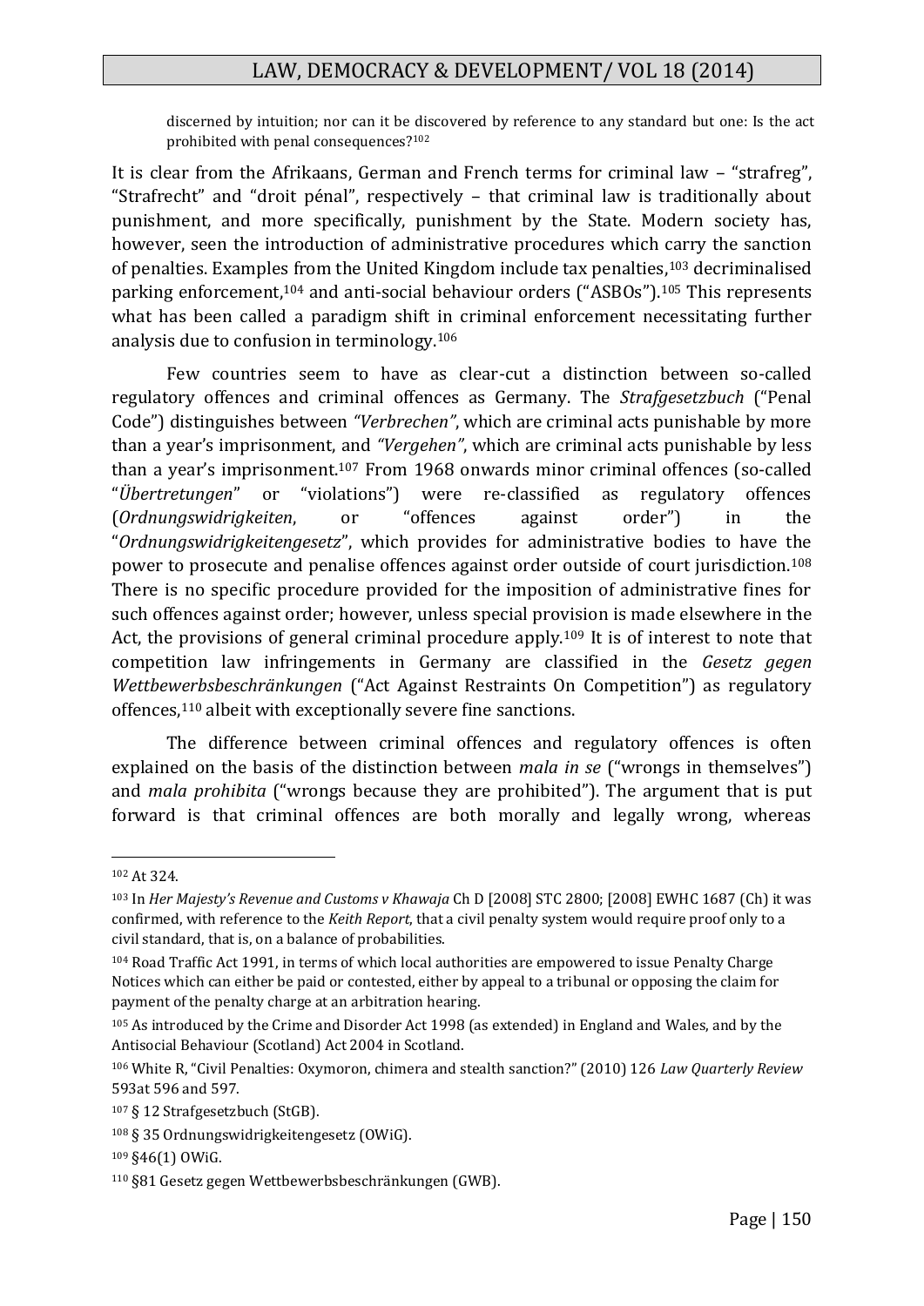discerned by intuition; nor can it be discovered by reference to any standard but one: Is the act prohibited with penal consequences?[102]

It is clear from the Afrikaans, German and French terms for criminal law – "strafreg", "Strafrecht" and "droit pénal", respectively – that criminal law is traditionally about punishment, and more specifically, punishment by the State. Modern society has, however, seen the introduction of administrative procedures which carry the sanction of penalties. Examples from the United Kingdom include tax penalties,[103] decriminalised parking enforcement,[104] and anti-social behaviour orders ("ASBOs").[105] This represents what has been called a paradigm shift in criminal enforcement necessitating further analysis due to confusion in terminology.[106]

Few countries seem to have as clear-cut a distinction between so-called regulatory offences and criminal offences as Germany. The *Strafgesetzbuch* ("Penal Code") distinguishes between *"Verbrechen"*, which are criminal acts punishable by more than a year's imprisonment, and *"Vergehen"*, which are criminal acts punishable by less than a year's imprisonment.[107] From 1968 onwards minor criminal offences (so-called "*Übertretungen*" or "violations") were re-classified as regulatory offences (*Ordnungswidrigkeiten*, or "offences against order") in the "*Ordnungswidrigkeitengesetz*", which provides for administrative bodies to have the power to prosecute and penalise offences against order outside of court jurisdiction.[108] There is no specific procedure provided for the imposition of administrative fines for such offences against order; however, unless special provision is made elsewhere in the Act, the provisions of general criminal procedure apply.[109] It is of interest to note that competition law infringements in Germany are classified in the *Gesetz gegen Wettbewerbsbeschränkungen* ("Act Against Restraints On Competition") as regulatory offences,[110] albeit with exceptionally severe fine sanctions.

The difference between criminal offences and regulatory offences is often explained on the basis of the distinction between *mala in se* ("wrongs in themselves") and *mala prohibita* ("wrongs because they are prohibited"). The argument that is put forward is that criminal offences are both morally and legally wrong, whereas

---

[102] At 324.

[103] In *Her Majesty's Revenue and Customs v Khawaja* Ch D [2008] STC 2800; [2008] EWHC 1687 (Ch) it was confirmed, with reference to the *Keith Report*, that a civil penalty system would require proof only to a civil standard, that is, on a balance of probabilities.

[104] Road Traffic Act 1991, in terms of which local authorities are empowered to issue Penalty Charge Notices which can either be paid or contested, either by appeal to a tribunal or opposing the claim for payment of the penalty charge at an arbitration hearing.

[105] As introduced by the Crime and Disorder Act 1998 (as extended) in England and Wales, and by the Antisocial Behaviour (Scotland) Act 2004 in Scotland.

[106] White R, "Civil Penalties: Oxymoron, chimera and stealth sanction?" (2010) 126 *Law Quarterly Review* 593at 596 and 597.

[107] § 12 Strafgesetzbuch (StGB).

[108] § 35 Ordnungswidrigkeitengesetz (OWiG).

[109] §46(1) OWiG.

[110] §81 Gesetz gegen Wettbewerbsbeschränkungen (GWB).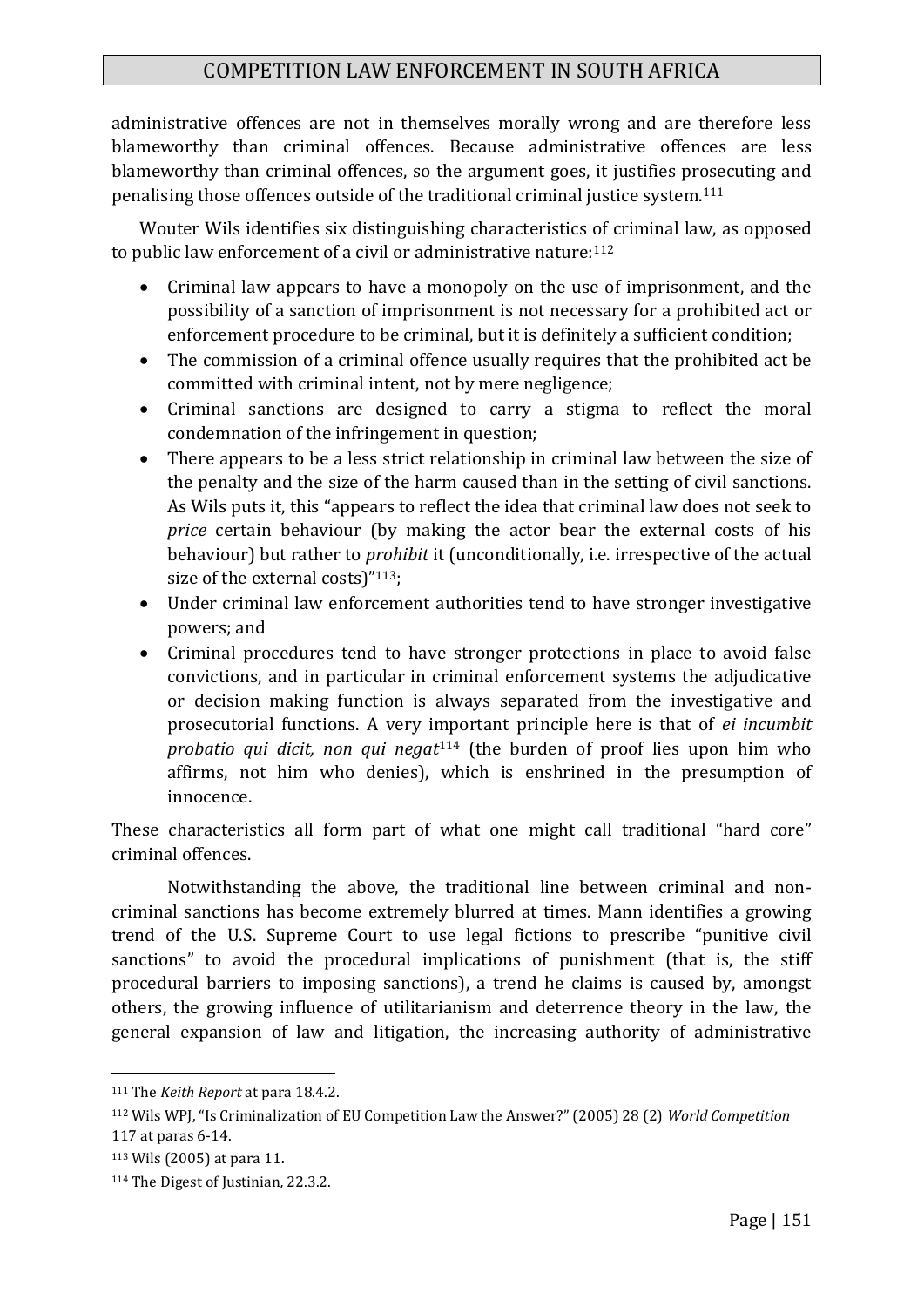administrative offences are not in themselves morally wrong and are therefore less blameworthy than criminal offences. Because administrative offences are less blameworthy than criminal offences, so the argument goes, it justifies prosecuting and penalising those offences outside of the traditional criminal justice system.[111]

Wouter Wils identifies six distinguishing characteristics of criminal law, as opposed to public law enforcement of a civil or administrative nature:[112]

- Criminal law appears to have a monopoly on the use of imprisonment, and the possibility of a sanction of imprisonment is not necessary for a prohibited act or enforcement procedure to be criminal, but it is definitely a sufficient condition;
- The commission of a criminal offence usually requires that the prohibited act be committed with criminal intent, not by mere negligence;
- Criminal sanctions are designed to carry a stigma to reflect the moral condemnation of the infringement in question;
- There appears to be a less strict relationship in criminal law between the size of the penalty and the size of the harm caused than in the setting of civil sanctions. As Wils puts it, this "appears to reflect the idea that criminal law does not seek to *price* certain behaviour (by making the actor bear the external costs of his behaviour) but rather to *prohibit* it (unconditionally, i.e. irrespective of the actual size of the external costs)"[113];
- Under criminal law enforcement authorities tend to have stronger investigative powers; and
- Criminal procedures tend to have stronger protections in place to avoid false convictions, and in particular in criminal enforcement systems the adjudicative or decision making function is always separated from the investigative and prosecutorial functions. A very important principle here is that of *ei incumbit probatio qui dicit, non qui negat*[114] (the burden of proof lies upon him who affirms, not him who denies), which is enshrined in the presumption of innocence.

These characteristics all form part of what one might call traditional "hard core" criminal offences.

Notwithstanding the above, the traditional line between criminal and non-criminal sanctions has become extremely blurred at times. Mann identifies a growing trend of the U.S. Supreme Court to use legal fictions to prescribe "punitive civil sanctions" to avoid the procedural implications of punishment (that is, the stiff procedural barriers to imposing sanctions), a trend he claims is caused by, amongst others, the growing influence of utilitarianism and deterrence theory in the law, the general expansion of law and litigation, the increasing authority of administrative

---

[111] The *Keith Report* at para 18.4.2.

[112] Wils WPJ, "Is Criminalization of EU Competition Law the Answer?" (2005) 28 (2) *World Competition* 117 at paras 6-14.

[113] Wils (2005) at para 11.

[114] The Digest of Justinian, 22.3.2.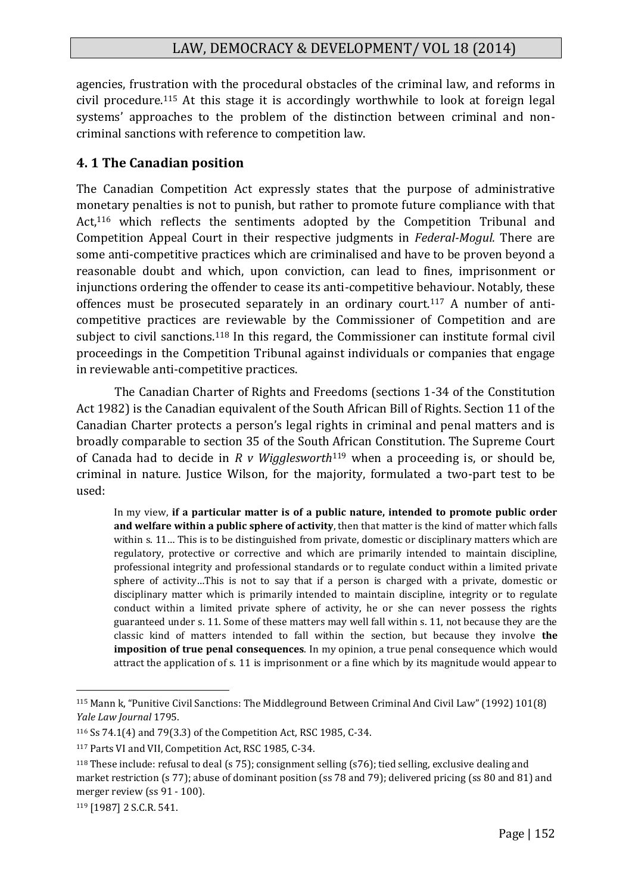agencies, frustration with the procedural obstacles of the criminal law, and reforms in civil procedure.[115] At this stage it is accordingly worthwhile to look at foreign legal systems' approaches to the problem of the distinction between criminal and non-criminal sanctions with reference to competition law.

## 4. 1 The Canadian position

The Canadian Competition Act expressly states that the purpose of administrative monetary penalties is not to punish, but rather to promote future compliance with that Act,[116] which reflects the sentiments adopted by the Competition Tribunal and Competition Appeal Court in their respective judgments in *Federal-Mogul.* There are some anti-competitive practices which are criminalised and have to be proven beyond a reasonable doubt and which, upon conviction, can lead to fines, imprisonment or injunctions ordering the offender to cease its anti-competitive behaviour. Notably, these offences must be prosecuted separately in an ordinary court.[117] A number of anti-competitive practices are reviewable by the Commissioner of Competition and are subject to civil sanctions.[118] In this regard, the Commissioner can institute formal civil proceedings in the Competition Tribunal against individuals or companies that engage in reviewable anti-competitive practices.

The Canadian Charter of Rights and Freedoms (sections 1-34 of the Constitution Act 1982) is the Canadian equivalent of the South African Bill of Rights. Section 11 of the Canadian Charter protects a person's legal rights in criminal and penal matters and is broadly comparable to section 35 of the South African Constitution. The Supreme Court of Canada had to decide in *R v Wigglesworth*[119] when a proceeding is, or should be, criminal in nature. Justice Wilson, for the majority, formulated a two-part test to be used:

> In my view, **if a particular matter is of a public nature, intended to promote public order and welfare within a public sphere of activity**, then that matter is the kind of matter which falls within s. 11… This is to be distinguished from private, domestic or disciplinary matters which are regulatory, protective or corrective and which are primarily intended to maintain discipline, professional integrity and professional standards or to regulate conduct within a limited private sphere of activity…This is not to say that if a person is charged with a private, domestic or disciplinary matter which is primarily intended to maintain discipline, integrity or to regulate conduct within a limited private sphere of activity, he or she can never possess the rights guaranteed under s. 11. Some of these matters may well fall within s. 11, not because they are the classic kind of matters intended to fall within the section, but because they involve **the imposition of true penal consequences**. In my opinion, a true penal consequence which would attract the application of s. 11 is imprisonment or a fine which by its magnitude would appear to

---

[115] Mann k, "Punitive Civil Sanctions: The Middleground Between Criminal And Civil Law" (1992) 101(8) *Yale Law Journal* 1795.

[116] Ss 74.1(4) and 79(3.3) of the Competition Act, RSC 1985, C-34.

[117] Parts VI and VII, Competition Act, RSC 1985, C-34.

[118] These include: refusal to deal (s 75); consignment selling (s76); tied selling, exclusive dealing and market restriction (s 77); abuse of dominant position (ss 78 and 79); delivered pricing (ss 80 and 81) and merger review (ss 91 - 100).

[119] [1987] 2 S.C.R. 541.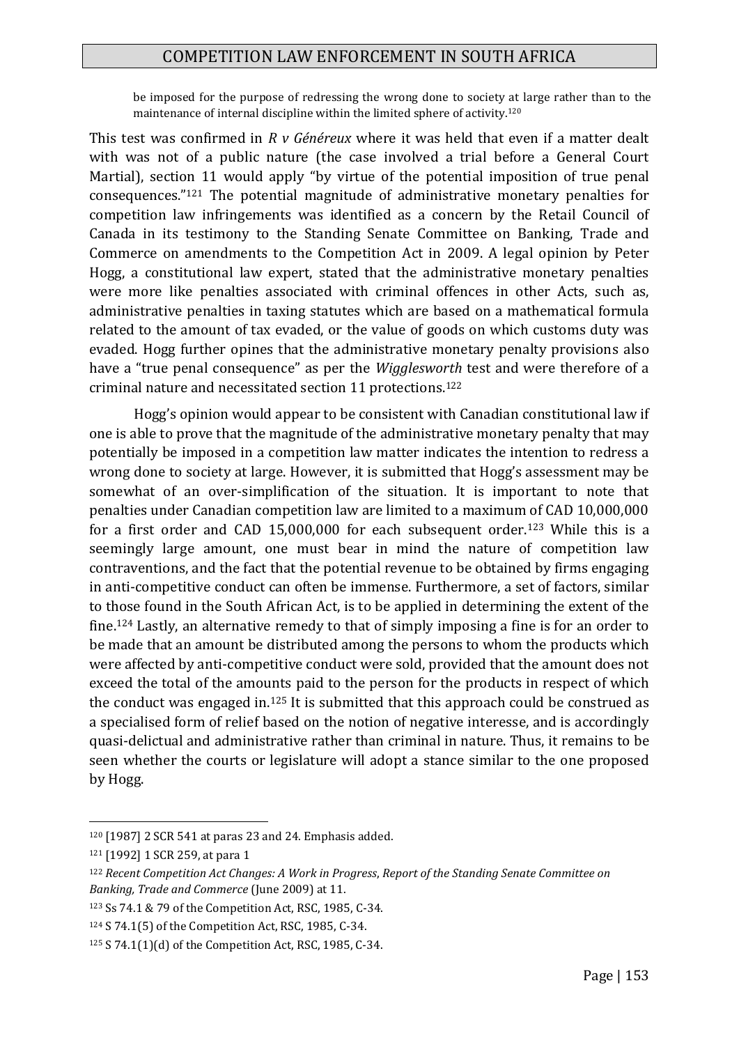> be imposed for the purpose of redressing the wrong done to society at large rather than to the maintenance of internal discipline within the limited sphere of activity.[120]

This test was confirmed in *R v Généreux* where it was held that even if a matter dealt with was not of a public nature (the case involved a trial before a General Court Martial), section 11 would apply "by virtue of the potential imposition of true penal consequences."[121] The potential magnitude of administrative monetary penalties for competition law infringements was identified as a concern by the Retail Council of Canada in its testimony to the Standing Senate Committee on Banking, Trade and Commerce on amendments to the Competition Act in 2009. A legal opinion by Peter Hogg, a constitutional law expert, stated that the administrative monetary penalties were more like penalties associated with criminal offences in other Acts, such as, administrative penalties in taxing statutes which are based on a mathematical formula related to the amount of tax evaded, or the value of goods on which customs duty was evaded. Hogg further opines that the administrative monetary penalty provisions also have a "true penal consequence" as per the *Wigglesworth* test and were therefore of a criminal nature and necessitated section 11 protections.[122]

Hogg's opinion would appear to be consistent with Canadian constitutional law if one is able to prove that the magnitude of the administrative monetary penalty that may potentially be imposed in a competition law matter indicates the intention to redress a wrong done to society at large. However, it is submitted that Hogg's assessment may be somewhat of an over-simplification of the situation. It is important to note that penalties under Canadian competition law are limited to a maximum of CAD 10,000,000 for a first order and CAD 15,000,000 for each subsequent order.[123] While this is a seemingly large amount, one must bear in mind the nature of competition law contraventions, and the fact that the potential revenue to be obtained by firms engaging in anti-competitive conduct can often be immense. Furthermore, a set of factors, similar to those found in the South African Act, is to be applied in determining the extent of the fine.[124] Lastly, an alternative remedy to that of simply imposing a fine is for an order to be made that an amount be distributed among the persons to whom the products which were affected by anti-competitive conduct were sold, provided that the amount does not exceed the total of the amounts paid to the person for the products in respect of which the conduct was engaged in.[125] It is submitted that this approach could be construed as a specialised form of relief based on the notion of negative interesse, and is accordingly quasi-delictual and administrative rather than criminal in nature. Thus, it remains to be seen whether the courts or legislature will adopt a stance similar to the one proposed by Hogg.

---

[120] [1987] 2 SCR 541 at paras 23 and 24. Emphasis added.

[121] [1992] 1 SCR 259, at para 1

[122] *Recent Competition Act Changes: A Work in Progress*, *Report of the Standing Senate Committee on Banking, Trade and Commerce* (June 2009) at 11.

[123] Ss 74.1 & 79 of the Competition Act, RSC, 1985, C-34.

[124] S 74.1(5) of the Competition Act, RSC, 1985, C-34.

[125] S 74.1(1)(d) of the Competition Act, RSC, 1985, C-34.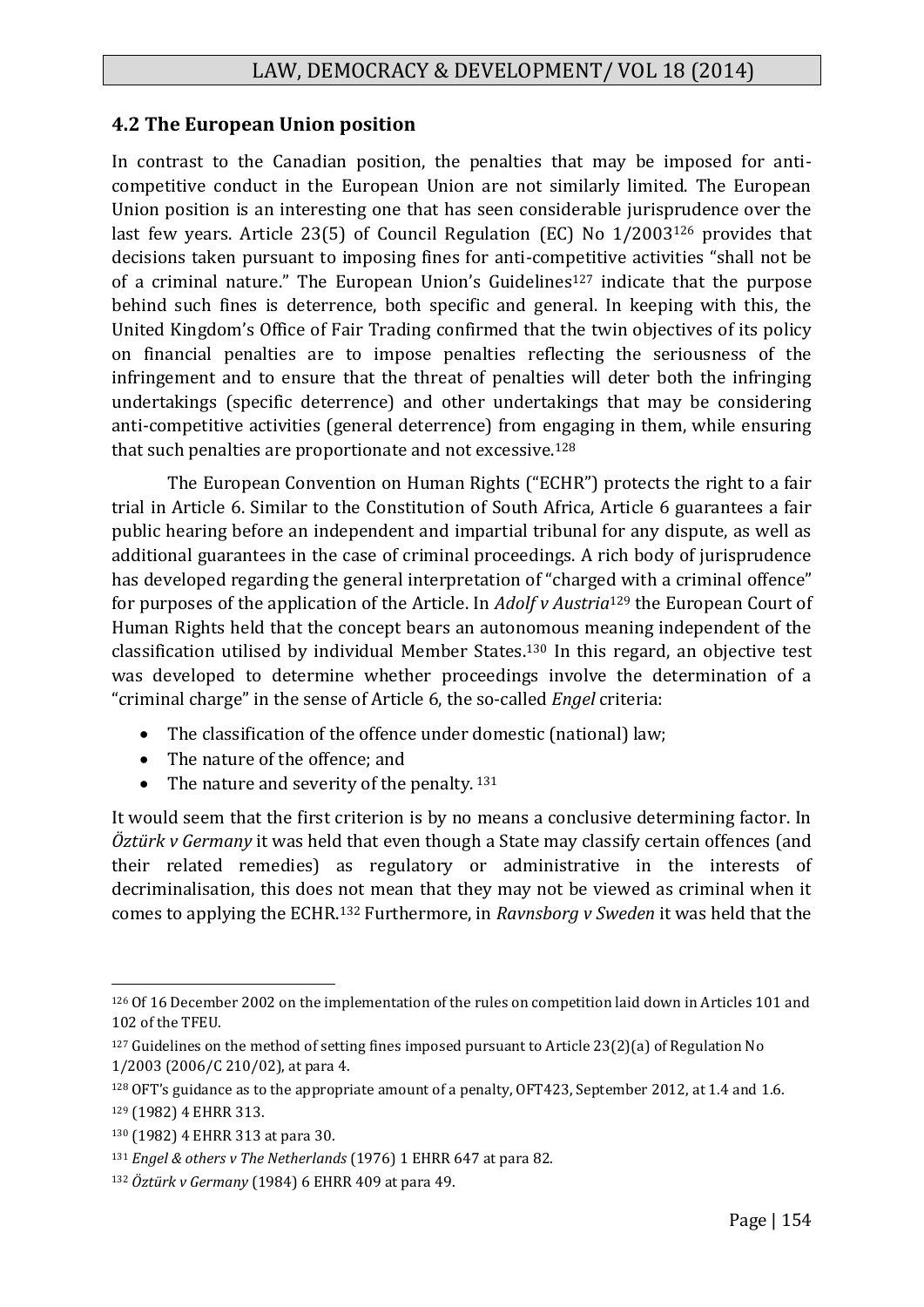## 4.2 The European Union position

In contrast to the Canadian position, the penalties that may be imposed for anti-competitive conduct in the European Union are not similarly limited. The European Union position is an interesting one that has seen considerable jurisprudence over the last few years. Article 23(5) of Council Regulation (EC) No 1/2003[126] provides that decisions taken pursuant to imposing fines for anti-competitive activities "shall not be of a criminal nature." The European Union's Guidelines[127] indicate that the purpose behind such fines is deterrence, both specific and general. In keeping with this, the United Kingdom's Office of Fair Trading confirmed that the twin objectives of its policy on financial penalties are to impose penalties reflecting the seriousness of the infringement and to ensure that the threat of penalties will deter both the infringing undertakings (specific deterrence) and other undertakings that may be considering anti-competitive activities (general deterrence) from engaging in them, while ensuring that such penalties are proportionate and not excessive.[128]

The European Convention on Human Rights ("ECHR") protects the right to a fair trial in Article 6. Similar to the Constitution of South Africa, Article 6 guarantees a fair public hearing before an independent and impartial tribunal for any dispute, as well as additional guarantees in the case of criminal proceedings. A rich body of jurisprudence has developed regarding the general interpretation of "charged with a criminal offence" for purposes of the application of the Article. In *Adolf v Austria*[129] the European Court of Human Rights held that the concept bears an autonomous meaning independent of the classification utilised by individual Member States.[130] In this regard, an objective test was developed to determine whether proceedings involve the determination of a "criminal charge" in the sense of Article 6, the so-called *Engel* criteria:

- The classification of the offence under domestic (national) law;
- The nature of the offence; and
- The nature and severity of the penalty. [131]

It would seem that the first criterion is by no means a conclusive determining factor. In *Öztürk v Germany* it was held that even though a State may classify certain offences (and their related remedies) as regulatory or administrative in the interests of decriminalisation, this does not mean that they may not be viewed as criminal when it comes to applying the ECHR.[132] Furthermore, in *Ravnsborg v Sweden* it was held that the

---

[126] Of 16 December 2002 on the implementation of the rules on competition laid down in Articles 101 and 102 of the TFEU.

[127] Guidelines on the method of setting fines imposed pursuant to Article 23(2)(a) of Regulation No 1/2003 (2006/C 210/02), at para 4.

[128] OFT's guidance as to the appropriate amount of a penalty, OFT423, September 2012, at 1.4 and 1.6.

[129] (1982) 4 EHRR 313.

[130] (1982) 4 EHRR 313 at para 30.

[131] *Engel & others v The Netherlands* (1976) 1 EHRR 647 at para 82.

[132] *Öztürk v Germany* (1984) 6 EHRR 409 at para 49.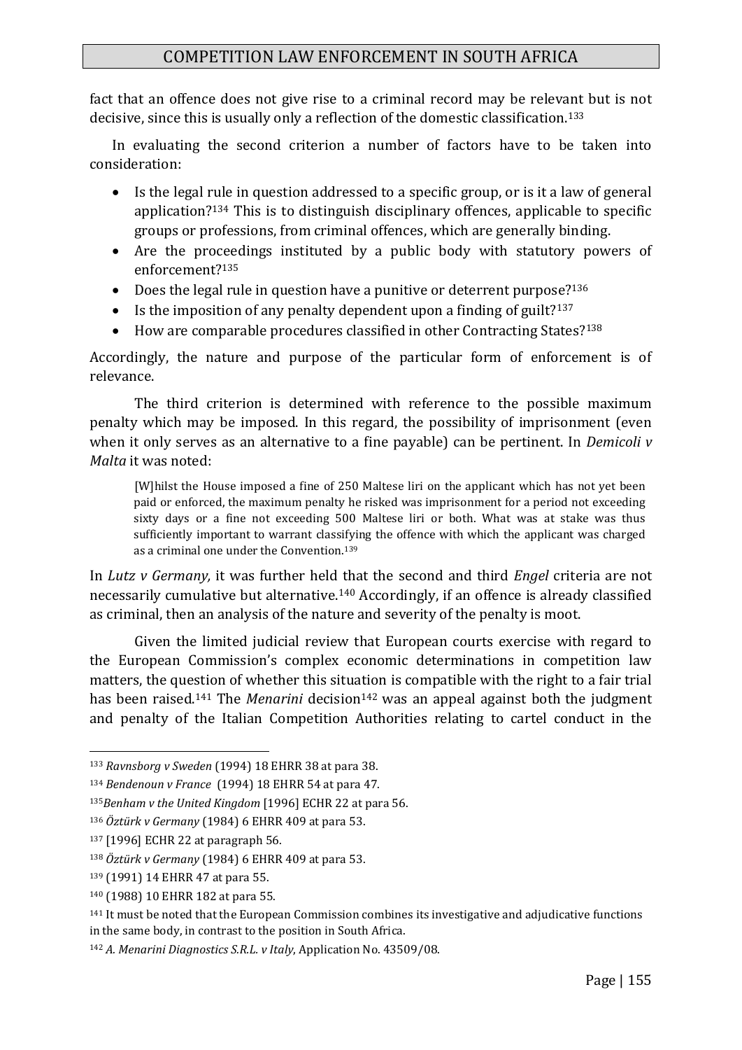fact that an offence does not give rise to a criminal record may be relevant but is not decisive, since this is usually only a reflection of the domestic classification.[133]

In evaluating the second criterion a number of factors have to be taken into consideration:

- Is the legal rule in question addressed to a specific group, or is it a law of general application?[134] This is to distinguish disciplinary offences, applicable to specific groups or professions, from criminal offences, which are generally binding.
- Are the proceedings instituted by a public body with statutory powers of enforcement?[135]
- Does the legal rule in question have a punitive or deterrent purpose?[136]
- Is the imposition of any penalty dependent upon a finding of guilt?[137]
- How are comparable procedures classified in other Contracting States?[138]

Accordingly, the nature and purpose of the particular form of enforcement is of relevance.

The third criterion is determined with reference to the possible maximum penalty which may be imposed. In this regard, the possibility of imprisonment (even when it only serves as an alternative to a fine payable) can be pertinent. In *Demicoli v Malta* it was noted:

> [W]hilst the House imposed a fine of 250 Maltese liri on the applicant which has not yet been paid or enforced, the maximum penalty he risked was imprisonment for a period not exceeding sixty days or a fine not exceeding 500 Maltese liri or both. What was at stake was thus sufficiently important to warrant classifying the offence with which the applicant was charged as a criminal one under the Convention.[139]

In *Lutz v Germany,* it was further held that the second and third *Engel* criteria are not necessarily cumulative but alternative.[140] Accordingly, if an offence is already classified as criminal, then an analysis of the nature and severity of the penalty is moot.

Given the limited judicial review that European courts exercise with regard to the European Commission's complex economic determinations in competition law matters, the question of whether this situation is compatible with the right to a fair trial has been raised.[141] The *Menarini* decision[142] was an appeal against both the judgment and penalty of the Italian Competition Authorities relating to cartel conduct in the

---

[133] *Ravnsborg v Sweden* (1994) 18 EHRR 38 at para 38.

[134] *Bendenoun v France* (1994) 18 EHRR 54 at para 47.

[135] *Benham v the United Kingdom* [1996] ECHR 22 at para 56.

[136] *Öztürk v Germany* (1984) 6 EHRR 409 at para 53.

[137] [1996] ECHR 22 at paragraph 56.

[138] *Öztürk v Germany* (1984) 6 EHRR 409 at para 53.

[139] (1991) 14 EHRR 47 at para 55.

[140] (1988) 10 EHRR 182 at para 55.

[141] It must be noted that the European Commission combines its investigative and adjudicative functions in the same body, in contrast to the position in South Africa.

[142] *A. Menarini Diagnostics S.R.L. v Italy*, Application No. 43509/08.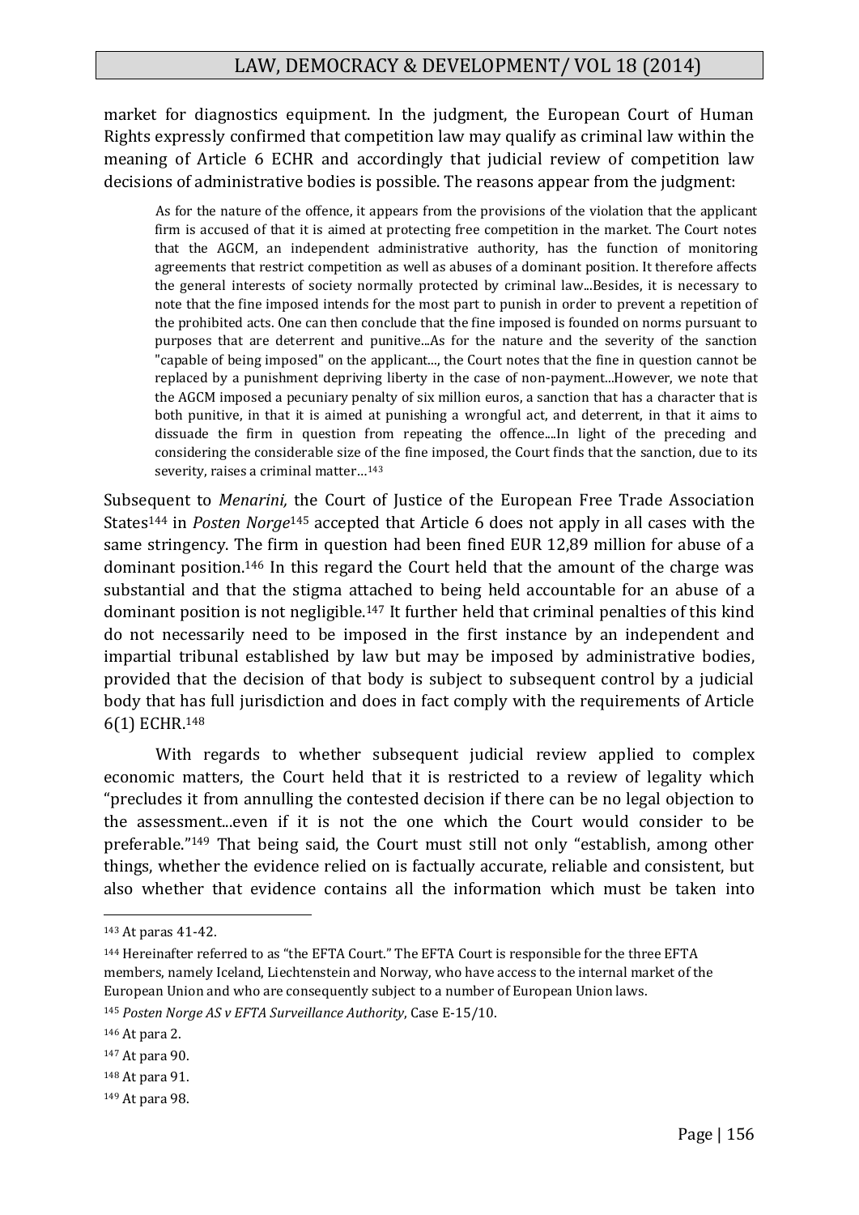market for diagnostics equipment. In the judgment, the European Court of Human Rights expressly confirmed that competition law may qualify as criminal law within the meaning of Article 6 ECHR and accordingly that judicial review of competition law decisions of administrative bodies is possible. The reasons appear from the judgment:

> As for the nature of the offence, it appears from the provisions of the violation that the applicant firm is accused of that it is aimed at protecting free competition in the market. The Court notes that the AGCM, an independent administrative authority, has the function of monitoring agreements that restrict competition as well as abuses of a dominant position. It therefore affects the general interests of society normally protected by criminal law...Besides, it is necessary to note that the fine imposed intends for the most part to punish in order to prevent a repetition of the prohibited acts. One can then conclude that the fine imposed is founded on norms pursuant to purposes that are deterrent and punitive...As for the nature and the severity of the sanction "capable of being imposed" on the applicant..., the Court notes that the fine in question cannot be replaced by a punishment depriving liberty in the case of non-payment...However, we note that the AGCM imposed a pecuniary penalty of six million euros, a sanction that has a character that is both punitive, in that it is aimed at punishing a wrongful act, and deterrent, in that it aims to dissuade the firm in question from repeating the offence....In light of the preceding and considering the considerable size of the fine imposed, the Court finds that the sanction, due to its severity, raises a criminal matter…[143]

Subsequent to *Menarini,* the Court of Justice of the European Free Trade Association States[144] in *Posten Norge*[145] accepted that Article 6 does not apply in all cases with the same stringency. The firm in question had been fined EUR 12,89 million for abuse of a dominant position.[146] In this regard the Court held that the amount of the charge was substantial and that the stigma attached to being held accountable for an abuse of a dominant position is not negligible.[147] It further held that criminal penalties of this kind do not necessarily need to be imposed in the first instance by an independent and impartial tribunal established by law but may be imposed by administrative bodies, provided that the decision of that body is subject to subsequent control by a judicial body that has full jurisdiction and does in fact comply with the requirements of Article 6(1) ECHR.[148]

With regards to whether subsequent judicial review applied to complex economic matters, the Court held that it is restricted to a review of legality which "precludes it from annulling the contested decision if there can be no legal objection to the assessment...even if it is not the one which the Court would consider to be preferable."[149] That being said, the Court must still not only "establish, among other things, whether the evidence relied on is factually accurate, reliable and consistent, but also whether that evidence contains all the information which must be taken into

---

[143] At paras 41-42.

[144] Hereinafter referred to as "the EFTA Court." The EFTA Court is responsible for the three EFTA members, namely Iceland, Liechtenstein and Norway, who have access to the internal market of the European Union and who are consequently subject to a number of European Union laws.

[145] *Posten Norge AS v EFTA Surveillance Authority*, Case E-15/10.

[146] At para 2.

[147] At para 90.

[148] At para 91.

[149] At para 98.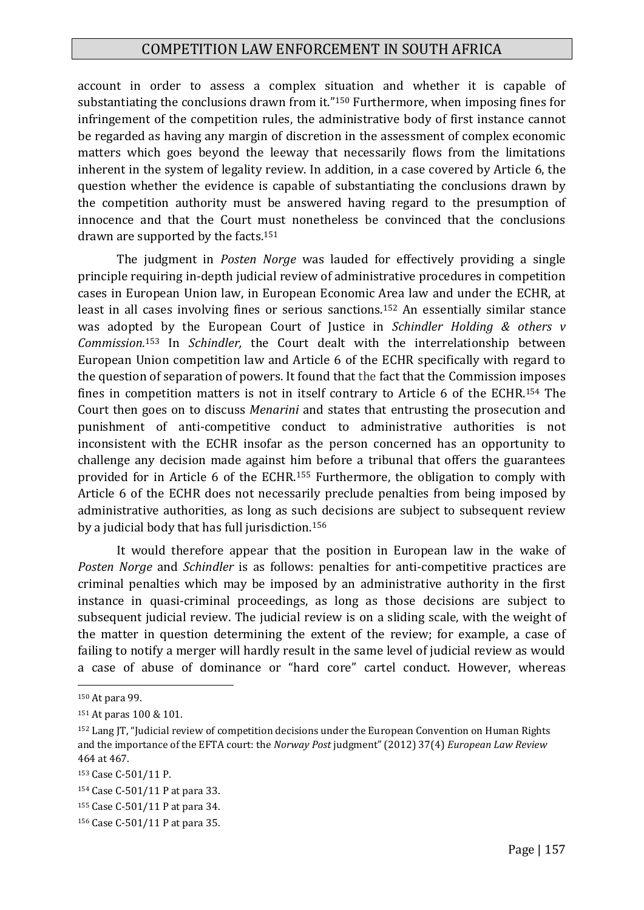account in order to assess a complex situation and whether it is capable of substantiating the conclusions drawn from it."[150] Furthermore, when imposing fines for infringement of the competition rules, the administrative body of first instance cannot be regarded as having any margin of discretion in the assessment of complex economic matters which goes beyond the leeway that necessarily flows from the limitations inherent in the system of legality review. In addition, in a case covered by Article 6, the question whether the evidence is capable of substantiating the conclusions drawn by the competition authority must be answered having regard to the presumption of innocence and that the Court must nonetheless be convinced that the conclusions drawn are supported by the facts.[151]

The judgment in *Posten Norge* was lauded for effectively providing a single principle requiring in-depth judicial review of administrative procedures in competition cases in European Union law, in European Economic Area law and under the ECHR, at least in all cases involving fines or serious sanctions.[152] An essentially similar stance was adopted by the European Court of Justice in *Schindler Holding & others v Commission.*[153] In *Schindler,* the Court dealt with the interrelationship between European Union competition law and Article 6 of the ECHR specifically with regard to the question of separation of powers. It found that the fact that the Commission imposes fines in competition matters is not in itself contrary to Article 6 of the ECHR.[154] The Court then goes on to discuss *Menarini* and states that entrusting the prosecution and punishment of anti-competitive conduct to administrative authorities is not inconsistent with the ECHR insofar as the person concerned has an opportunity to challenge any decision made against him before a tribunal that offers the guarantees provided for in Article 6 of the ECHR.[155] Furthermore, the obligation to comply with Article 6 of the ECHR does not necessarily preclude penalties from being imposed by administrative authorities, as long as such decisions are subject to subsequent review by a judicial body that has full jurisdiction.[156]

It would therefore appear that the position in European law in the wake of *Posten Norge* and *Schindler* is as follows: penalties for anti-competitive practices are criminal penalties which may be imposed by an administrative authority in the first instance in quasi-criminal proceedings, as long as those decisions are subject to subsequent judicial review. The judicial review is on a sliding scale, with the weight of the matter in question determining the extent of the review; for example, a case of failing to notify a merger will hardly result in the same level of judicial review as would a case of abuse of dominance or "hard core" cartel conduct. However, whereas

---

[150] At para 99.

[151] At paras 100 & 101.

[152] Lang JT, "Judicial review of competition decisions under the European Convention on Human Rights and the importance of the EFTA court: the *Norway Post* judgment" (2012) 37(4) *European Law Review* 464 at 467.

[153] Case C-501/11 P.

[154] Case C-501/11 P at para 33.

[155] Case C-501/11 P at para 34.

[156] Case C-501/11 P at para 35.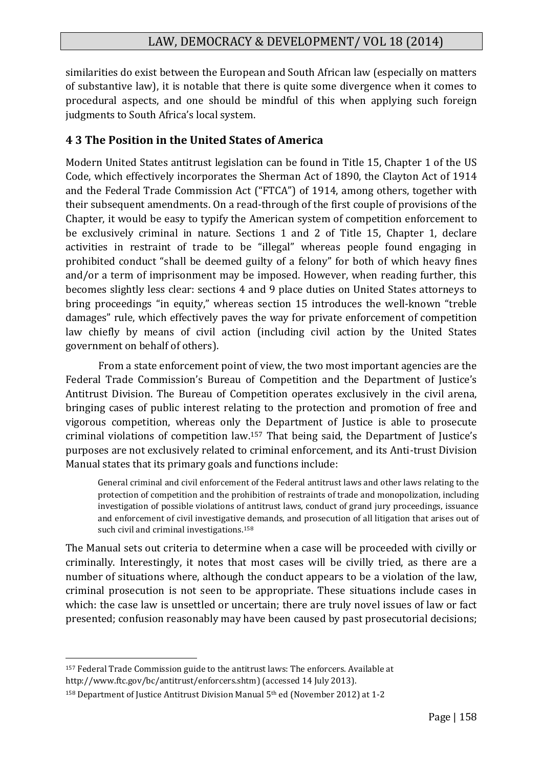similarities do exist between the European and South African law (especially on matters of substantive law), it is notable that there is quite some divergence when it comes to procedural aspects, and one should be mindful of this when applying such foreign judgments to South Africa's local system.

### 4 3 The Position in the United States of America

Modern United States antitrust legislation can be found in Title 15, Chapter 1 of the US Code, which effectively incorporates the Sherman Act of 1890, the Clayton Act of 1914 and the Federal Trade Commission Act ("FTCA") of 1914, among others, together with their subsequent amendments. On a read-through of the first couple of provisions of the Chapter, it would be easy to typify the American system of competition enforcement to be exclusively criminal in nature. Sections 1 and 2 of Title 15, Chapter 1, declare activities in restraint of trade to be "illegal" whereas people found engaging in prohibited conduct "shall be deemed guilty of a felony" for both of which heavy fines and/or a term of imprisonment may be imposed. However, when reading further, this becomes slightly less clear: sections 4 and 9 place duties on United States attorneys to bring proceedings "in equity," whereas section 15 introduces the well-known "treble damages" rule, which effectively paves the way for private enforcement of competition law chiefly by means of civil action (including civil action by the United States government on behalf of others).

From a state enforcement point of view, the two most important agencies are the Federal Trade Commission's Bureau of Competition and the Department of Justice's Antitrust Division. The Bureau of Competition operates exclusively in the civil arena, bringing cases of public interest relating to the protection and promotion of free and vigorous competition, whereas only the Department of Justice is able to prosecute criminal violations of competition law.[157] That being said, the Department of Justice's purposes are not exclusively related to criminal enforcement, and its Anti-trust Division Manual states that its primary goals and functions include:

> General criminal and civil enforcement of the Federal antitrust laws and other laws relating to the protection of competition and the prohibition of restraints of trade and monopolization, including investigation of possible violations of antitrust laws, conduct of grand jury proceedings, issuance and enforcement of civil investigative demands, and prosecution of all litigation that arises out of such civil and criminal investigations.[158]

The Manual sets out criteria to determine when a case will be proceeded with civilly or criminally. Interestingly, it notes that most cases will be civilly tried, as there are a number of situations where, although the conduct appears to be a violation of the law, criminal prosecution is not seen to be appropriate. These situations include cases in which: the case law is unsettled or uncertain; there are truly novel issues of law or fact presented; confusion reasonably may have been caused by past prosecutorial decisions;

---

[157] Federal Trade Commission guide to the antitrust laws: The enforcers. Available at http://www.ftc.gov/bc/antitrust/enforcers.shtm) (accessed 14 July 2013).

[158] Department of Justice Antitrust Division Manual 5th ed (November 2012) at 1-2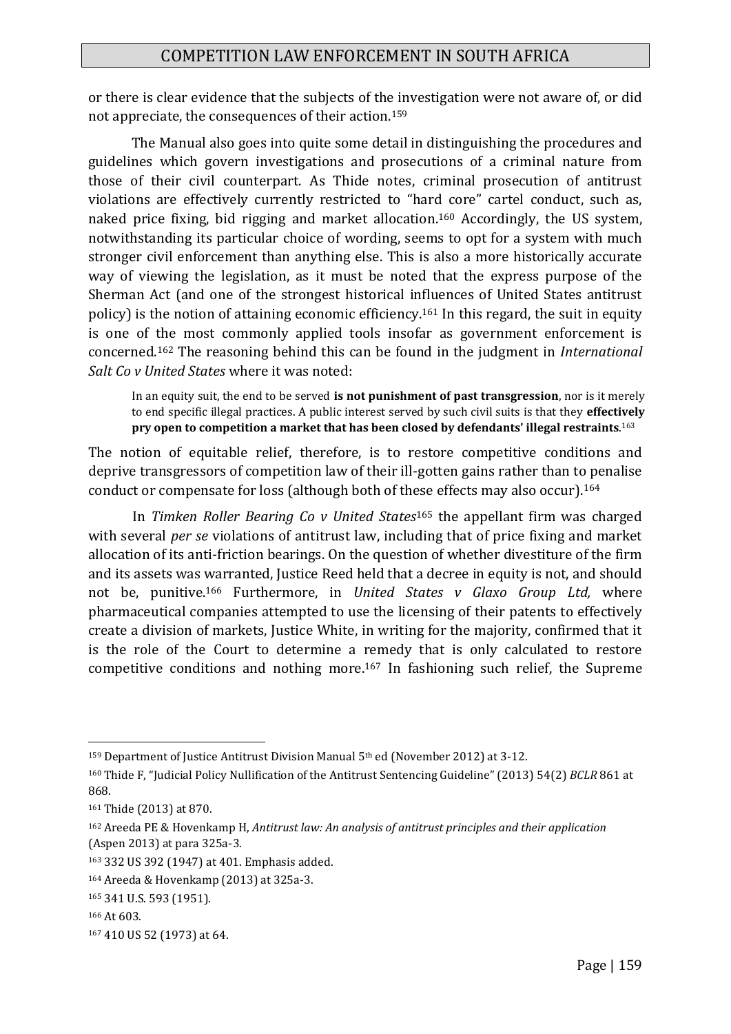or there is clear evidence that the subjects of the investigation were not aware of, or did not appreciate, the consequences of their action.[159]

The Manual also goes into quite some detail in distinguishing the procedures and guidelines which govern investigations and prosecutions of a criminal nature from those of their civil counterpart. As Thide notes, criminal prosecution of antitrust violations are effectively currently restricted to "hard core" cartel conduct, such as, naked price fixing, bid rigging and market allocation.[160] Accordingly, the US system, notwithstanding its particular choice of wording, seems to opt for a system with much stronger civil enforcement than anything else. This is also a more historically accurate way of viewing the legislation, as it must be noted that the express purpose of the Sherman Act (and one of the strongest historical influences of United States antitrust policy) is the notion of attaining economic efficiency.[161] In this regard, the suit in equity is one of the most commonly applied tools insofar as government enforcement is concerned.[162] The reasoning behind this can be found in the judgment in *International Salt Co v United States* where it was noted:

> In an equity suit, the end to be served **is not punishment of past transgression**, nor is it merely to end specific illegal practices. A public interest served by such civil suits is that they **effectively pry open to competition a market that has been closed by defendants' illegal restraints**.[163]

The notion of equitable relief, therefore, is to restore competitive conditions and deprive transgressors of competition law of their ill-gotten gains rather than to penalise conduct or compensate for loss (although both of these effects may also occur).[164]

In *Timken Roller Bearing Co v United States*[165] the appellant firm was charged with several *per se* violations of antitrust law, including that of price fixing and market allocation of its anti-friction bearings. On the question of whether divestiture of the firm and its assets was warranted, Justice Reed held that a decree in equity is not, and should not be, punitive.[166] Furthermore, in *United States v Glaxo Group Ltd,* where pharmaceutical companies attempted to use the licensing of their patents to effectively create a division of markets, Justice White, in writing for the majority, confirmed that it is the role of the Court to determine a remedy that is only calculated to restore competitive conditions and nothing more.[167] In fashioning such relief, the Supreme

---

[159] Department of Justice Antitrust Division Manual 5th ed (November 2012) at 3-12.

[160] Thide F, "Judicial Policy Nullification of the Antitrust Sentencing Guideline" (2013) 54(2) *BCLR* 861 at 868.

[161] Thide (2013) at 870.

[162] Areeda PE & Hovenkamp H, *Antitrust law: An analysis of antitrust principles and their application* (Aspen 2013) at para 325a-3.

[163] 332 US 392 (1947) at 401. Emphasis added.

[164] Areeda & Hovenkamp (2013) at 325a-3.

[165] 341 U.S. 593 (1951).

[166] At 603.

[167] 410 US 52 (1973) at 64.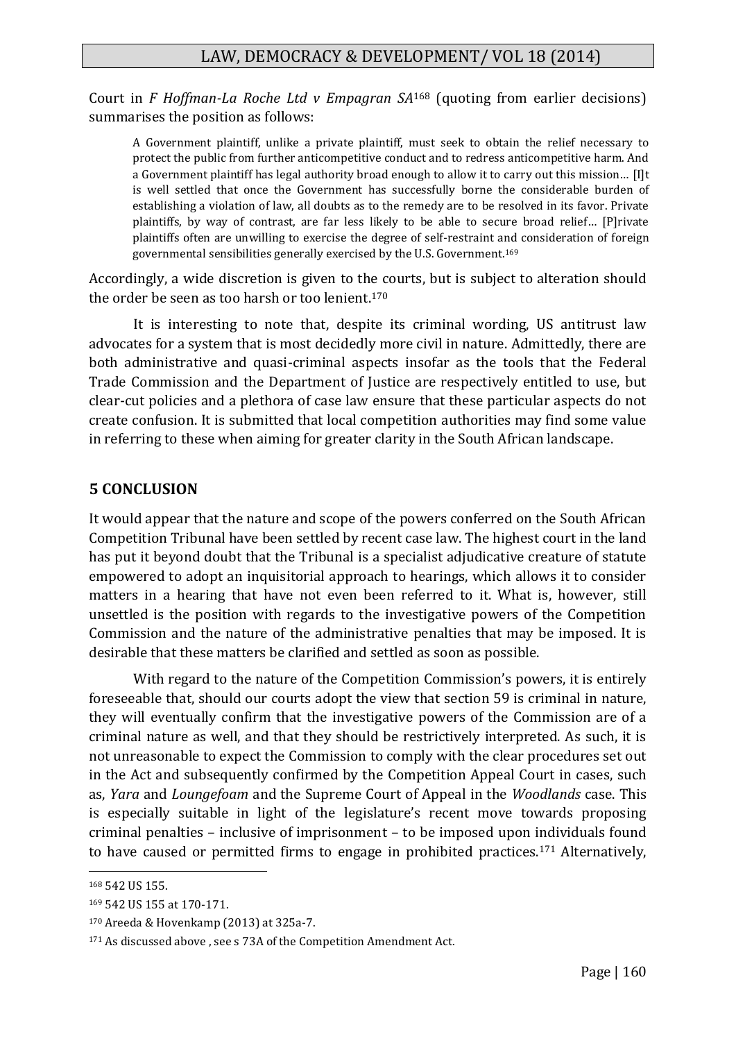Court in *F Hoffman-La Roche Ltd v Empagran SA*[168] (quoting from earlier decisions) summarises the position as follows:

> A Government plaintiff, unlike a private plaintiff, must seek to obtain the relief necessary to protect the public from further anticompetitive conduct and to redress anticompetitive harm. And a Government plaintiff has legal authority broad enough to allow it to carry out this mission… [I]t is well settled that once the Government has successfully borne the considerable burden of establishing a violation of law, all doubts as to the remedy are to be resolved in its favor. Private plaintiffs, by way of contrast, are far less likely to be able to secure broad relief… [P]rivate plaintiffs often are unwilling to exercise the degree of self-restraint and consideration of foreign governmental sensibilities generally exercised by the U.S. Government.[169]

Accordingly, a wide discretion is given to the courts, but is subject to alteration should the order be seen as too harsh or too lenient.[170]

It is interesting to note that, despite its criminal wording, US antitrust law advocates for a system that is most decidedly more civil in nature. Admittedly, there are both administrative and quasi-criminal aspects insofar as the tools that the Federal Trade Commission and the Department of Justice are respectively entitled to use, but clear-cut policies and a plethora of case law ensure that these particular aspects do not create confusion. It is submitted that local competition authorities may find some value in referring to these when aiming for greater clarity in the South African landscape.

## 5 CONCLUSION

It would appear that the nature and scope of the powers conferred on the South African Competition Tribunal have been settled by recent case law. The highest court in the land has put it beyond doubt that the Tribunal is a specialist adjudicative creature of statute empowered to adopt an inquisitorial approach to hearings, which allows it to consider matters in a hearing that have not even been referred to it. What is, however, still unsettled is the position with regards to the investigative powers of the Competition Commission and the nature of the administrative penalties that may be imposed. It is desirable that these matters be clarified and settled as soon as possible.

With regard to the nature of the Competition Commission's powers, it is entirely foreseeable that, should our courts adopt the view that section 59 is criminal in nature, they will eventually confirm that the investigative powers of the Commission are of a criminal nature as well, and that they should be restrictively interpreted. As such, it is not unreasonable to expect the Commission to comply with the clear procedures set out in the Act and subsequently confirmed by the Competition Appeal Court in cases, such as, *Yara* and *Loungefoam* and the Supreme Court of Appeal in the *Woodlands* case. This is especially suitable in light of the legislature's recent move towards proposing criminal penalties – inclusive of imprisonment – to be imposed upon individuals found to have caused or permitted firms to engage in prohibited practices.[171] Alternatively,

---

[168] 542 US 155.

[169] 542 US 155 at 170-171.

[170] Areeda & Hovenkamp (2013) at 325a-7.

[171] As discussed above , see s 73A of the Competition Amendment Act.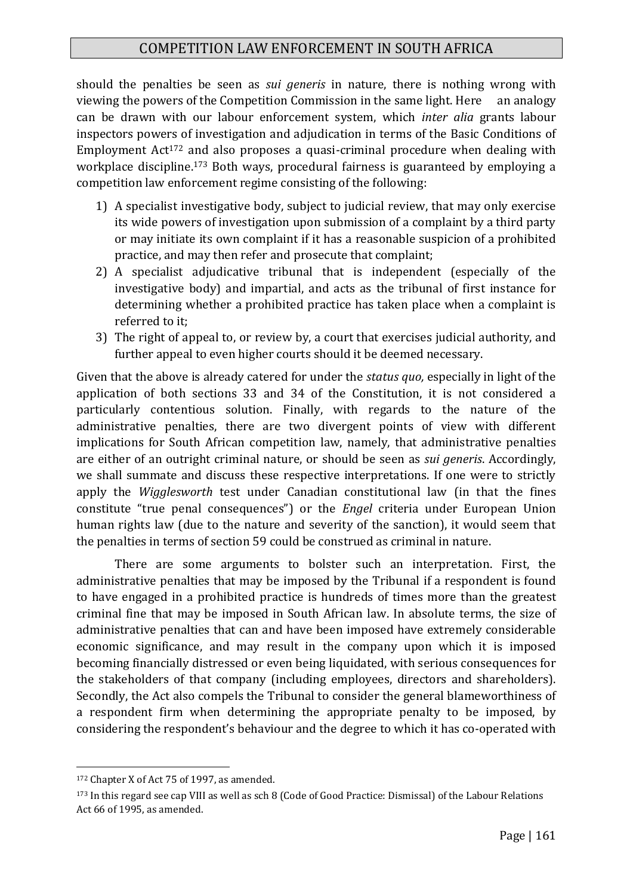should the penalties be seen as *sui generis* in nature, there is nothing wrong with viewing the powers of the Competition Commission in the same light. Here an analogy can be drawn with our labour enforcement system, which *inter alia* grants labour inspectors powers of investigation and adjudication in terms of the Basic Conditions of Employment Act[172] and also proposes a quasi-criminal procedure when dealing with workplace discipline.[173] Both ways, procedural fairness is guaranteed by employing a competition law enforcement regime consisting of the following:

1) A specialist investigative body, subject to judicial review, that may only exercise its wide powers of investigation upon submission of a complaint by a third party or may initiate its own complaint if it has a reasonable suspicion of a prohibited practice, and may then refer and prosecute that complaint;
2) A specialist adjudicative tribunal that is independent (especially of the investigative body) and impartial, and acts as the tribunal of first instance for determining whether a prohibited practice has taken place when a complaint is referred to it;
3) The right of appeal to, or review by, a court that exercises judicial authority, and further appeal to even higher courts should it be deemed necessary.

Given that the above is already catered for under the *status quo,* especially in light of the application of both sections 33 and 34 of the Constitution, it is not considered a particularly contentious solution. Finally, with regards to the nature of the administrative penalties, there are two divergent points of view with different implications for South African competition law, namely, that administrative penalties are either of an outright criminal nature, or should be seen as *sui generis*. Accordingly, we shall summate and discuss these respective interpretations. If one were to strictly apply the *Wigglesworth* test under Canadian constitutional law (in that the fines constitute "true penal consequences") or the *Engel* criteria under European Union human rights law (due to the nature and severity of the sanction), it would seem that the penalties in terms of section 59 could be construed as criminal in nature.

There are some arguments to bolster such an interpretation. First, the administrative penalties that may be imposed by the Tribunal if a respondent is found to have engaged in a prohibited practice is hundreds of times more than the greatest criminal fine that may be imposed in South African law. In absolute terms, the size of administrative penalties that can and have been imposed have extremely considerable economic significance, and may result in the company upon which it is imposed becoming financially distressed or even being liquidated, with serious consequences for the stakeholders of that company (including employees, directors and shareholders). Secondly, the Act also compels the Tribunal to consider the general blameworthiness of a respondent firm when determining the appropriate penalty to be imposed, by considering the respondent's behaviour and the degree to which it has co-operated with

---

[172] Chapter X of Act 75 of 1997, as amended.

[173] In this regard see cap VIII as well as sch 8 (Code of Good Practice: Dismissal) of the Labour Relations Act 66 of 1995, as amended.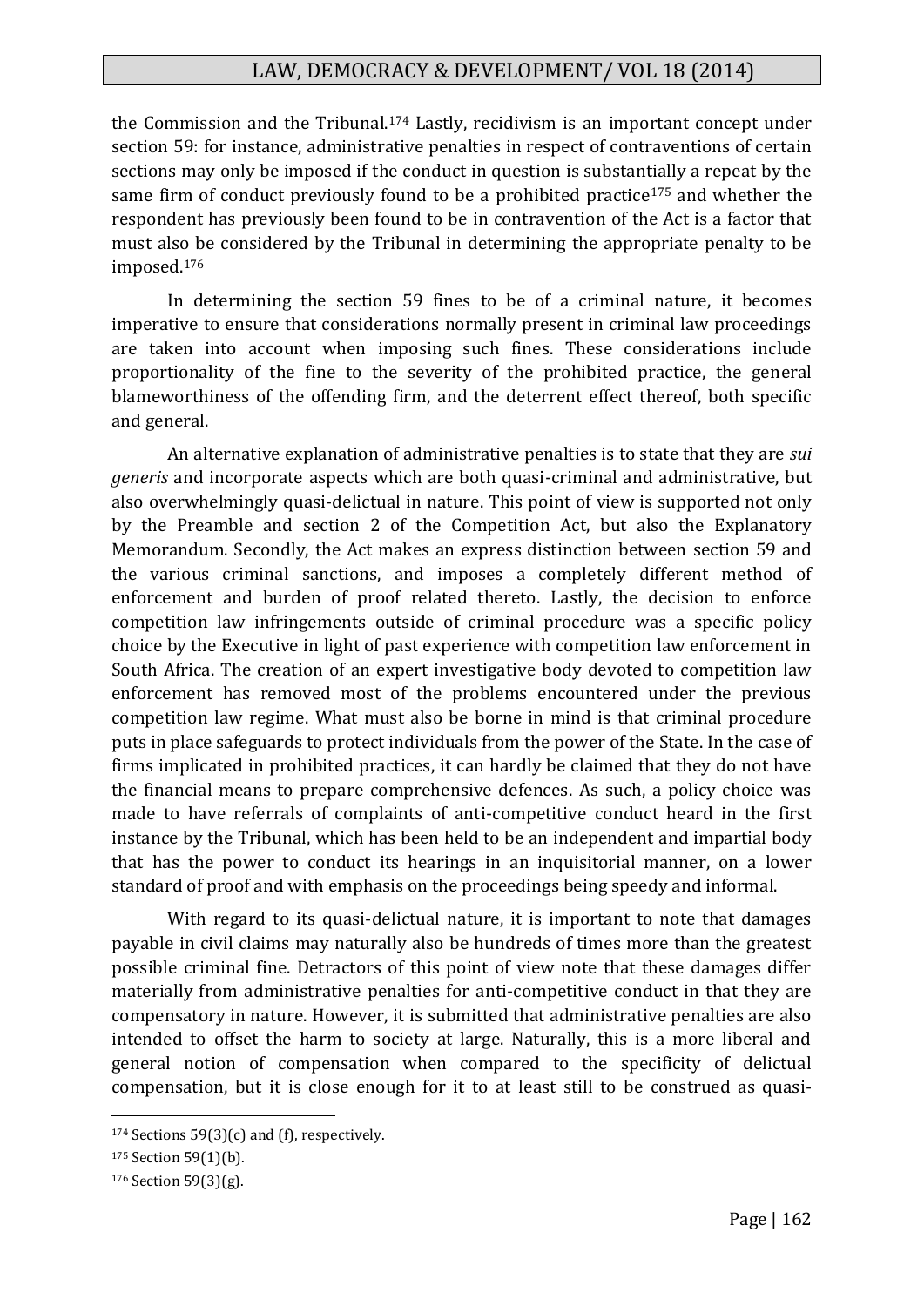the Commission and the Tribunal.[174] Lastly, recidivism is an important concept under section 59: for instance, administrative penalties in respect of contraventions of certain sections may only be imposed if the conduct in question is substantially a repeat by the same firm of conduct previously found to be a prohibited practice[175] and whether the respondent has previously been found to be in contravention of the Act is a factor that must also be considered by the Tribunal in determining the appropriate penalty to be imposed.[176]

In determining the section 59 fines to be of a criminal nature, it becomes imperative to ensure that considerations normally present in criminal law proceedings are taken into account when imposing such fines. These considerations include proportionality of the fine to the severity of the prohibited practice, the general blameworthiness of the offending firm, and the deterrent effect thereof, both specific and general.

An alternative explanation of administrative penalties is to state that they are *sui generis* and incorporate aspects which are both quasi-criminal and administrative, but also overwhelmingly quasi-delictual in nature. This point of view is supported not only by the Preamble and section 2 of the Competition Act, but also the Explanatory Memorandum. Secondly, the Act makes an express distinction between section 59 and the various criminal sanctions, and imposes a completely different method of enforcement and burden of proof related thereto. Lastly, the decision to enforce competition law infringements outside of criminal procedure was a specific policy choice by the Executive in light of past experience with competition law enforcement in South Africa. The creation of an expert investigative body devoted to competition law enforcement has removed most of the problems encountered under the previous competition law regime. What must also be borne in mind is that criminal procedure puts in place safeguards to protect individuals from the power of the State. In the case of firms implicated in prohibited practices, it can hardly be claimed that they do not have the financial means to prepare comprehensive defences. As such, a policy choice was made to have referrals of complaints of anti-competitive conduct heard in the first instance by the Tribunal, which has been held to be an independent and impartial body that has the power to conduct its hearings in an inquisitorial manner, on a lower standard of proof and with emphasis on the proceedings being speedy and informal.

With regard to its quasi-delictual nature, it is important to note that damages payable in civil claims may naturally also be hundreds of times more than the greatest possible criminal fine. Detractors of this point of view note that these damages differ materially from administrative penalties for anti-competitive conduct in that they are compensatory in nature. However, it is submitted that administrative penalties are also intended to offset the harm to society at large. Naturally, this is a more liberal and general notion of compensation when compared to the specificity of delictual compensation, but it is close enough for it to at least still to be construed as quasi-

---

[174] Sections 59(3)(c) and (f), respectively.

[175] Section 59(1)(b).

[176] Section 59(3)(g).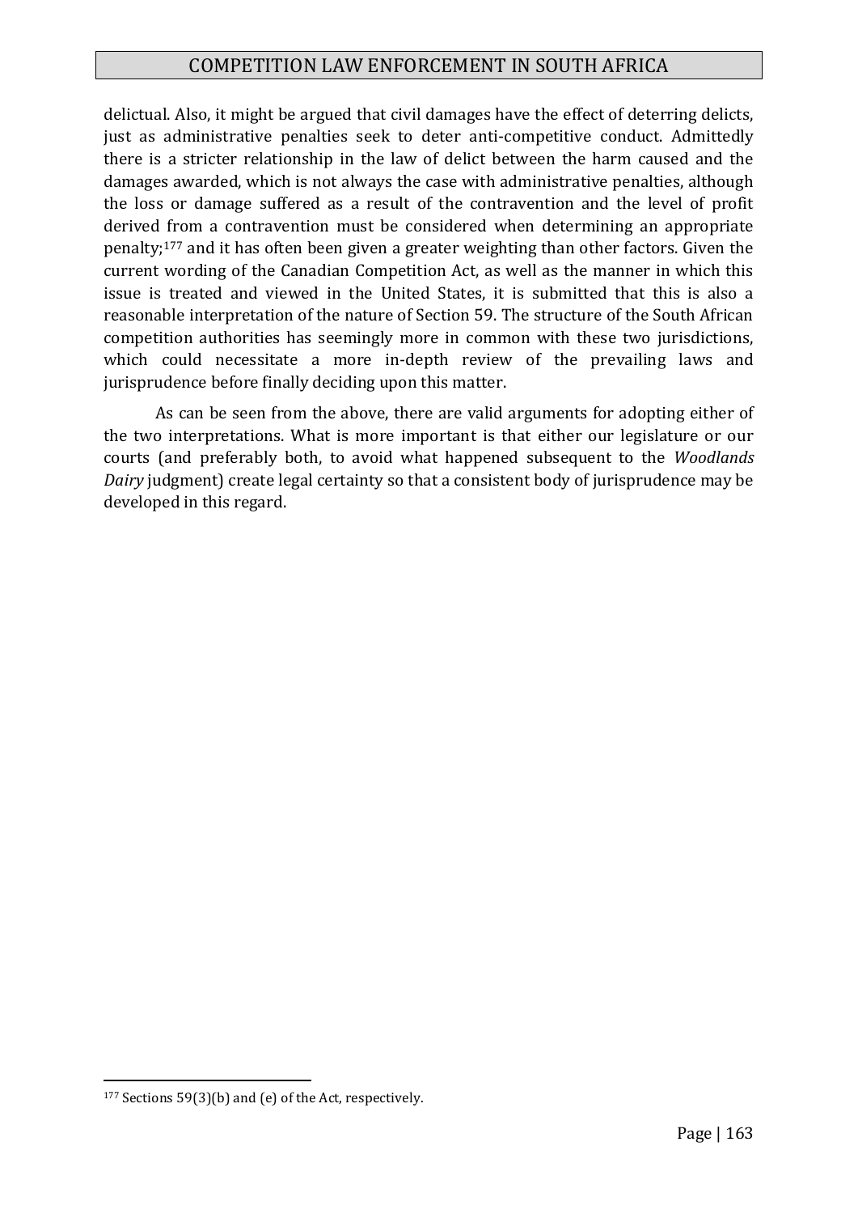delictual. Also, it might be argued that civil damages have the effect of deterring delicts, just as administrative penalties seek to deter anti-competitive conduct. Admittedly there is a stricter relationship in the law of delict between the harm caused and the damages awarded, which is not always the case with administrative penalties, although the loss or damage suffered as a result of the contravention and the level of profit derived from a contravention must be considered when determining an appropriate penalty;[177] and it has often been given a greater weighting than other factors. Given the current wording of the Canadian Competition Act, as well as the manner in which this issue is treated and viewed in the United States, it is submitted that this is also a reasonable interpretation of the nature of Section 59. The structure of the South African competition authorities has seemingly more in common with these two jurisdictions, which could necessitate a more in-depth review of the prevailing laws and jurisprudence before finally deciding upon this matter.

As can be seen from the above, there are valid arguments for adopting either of the two interpretations. What is more important is that either our legislature or our courts (and preferably both, to avoid what happened subsequent to the *Woodlands Dairy* judgment) create legal certainty so that a consistent body of jurisprudence may be developed in this regard.

---

[177] Sections 59(3)(b) and (e) of the Act, respectively.